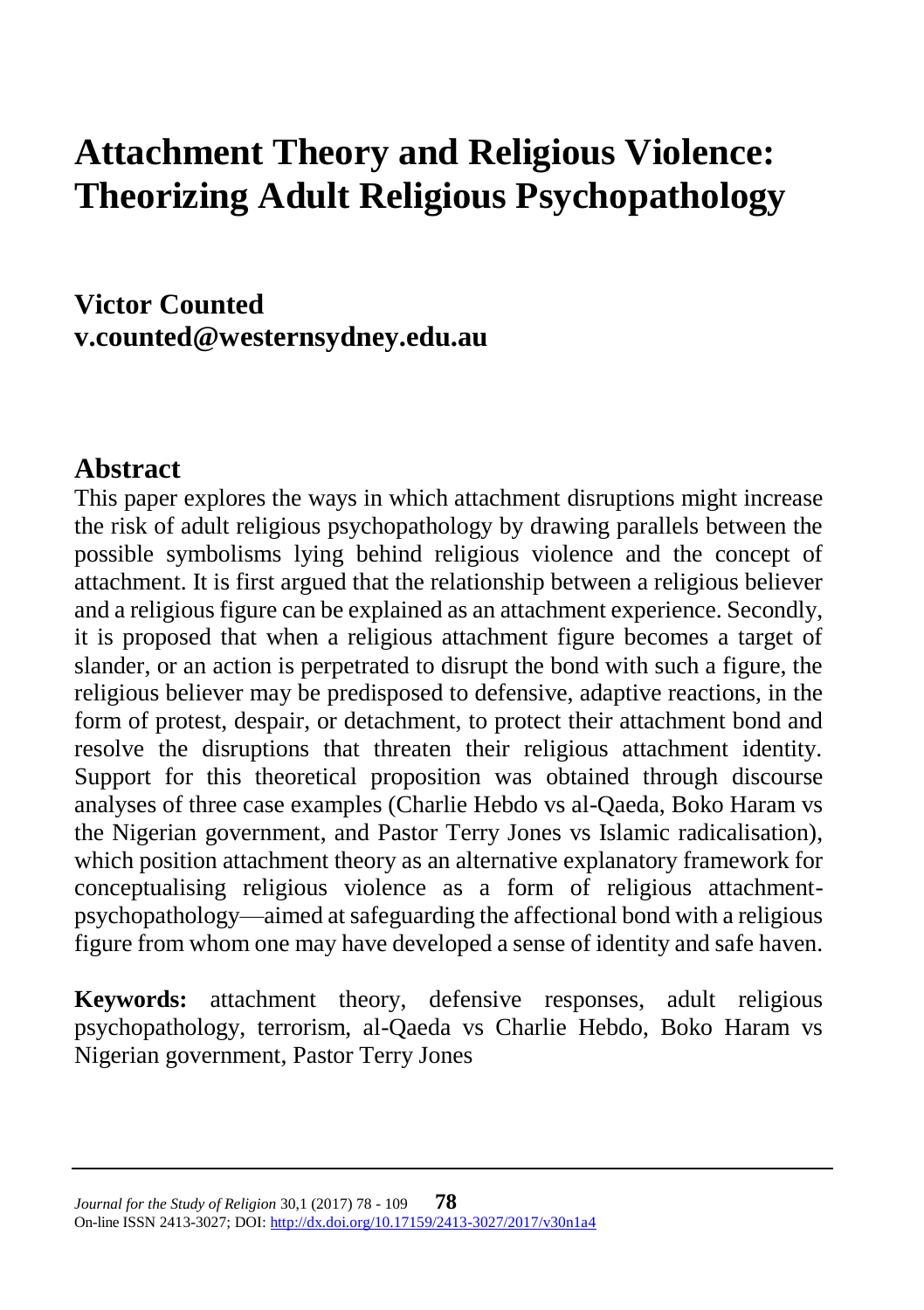# Attachment Theory and Religious Violence: Theorizing Adult Religious Psychopathology

**Victor Counted**
**v.counted@westernsydney.edu.au**

## Abstract

This paper explores the ways in which attachment disruptions might increase the risk of adult religious psychopathology by drawing parallels between the possible symbolisms lying behind religious violence and the concept of attachment. It is first argued that the relationship between a religious believer and a religious figure can be explained as an attachment experience. Secondly, it is proposed that when a religious attachment figure becomes a target of slander, or an action is perpetrated to disrupt the bond with such a figure, the religious believer may be predisposed to defensive, adaptive reactions, in the form of protest, despair, or detachment, to protect their attachment bond and resolve the disruptions that threaten their religious attachment identity. Support for this theoretical proposition was obtained through discourse analyses of three case examples (Charlie Hebdo vs al-Qaeda, Boko Haram vs the Nigerian government, and Pastor Terry Jones vs Islamic radicalisation), which position attachment theory as an alternative explanatory framework for conceptualising religious violence as a form of religious attachment-psychopathology—aimed at safeguarding the affectional bond with a religious figure from whom one may have developed a sense of identity and safe haven.

**Keywords:** attachment theory, defensive responses, adult religious psychopathology, terrorism, al-Qaeda vs Charlie Hebdo, Boko Haram vs Nigerian government, Pastor Terry Jones

*Journal for the Study of Religion* 30,1 (2017) 78 - 109
On-line ISSN 2413-3027; DOI: http://dx.doi.org/10.17159/2413-3027/2017/v30n1a4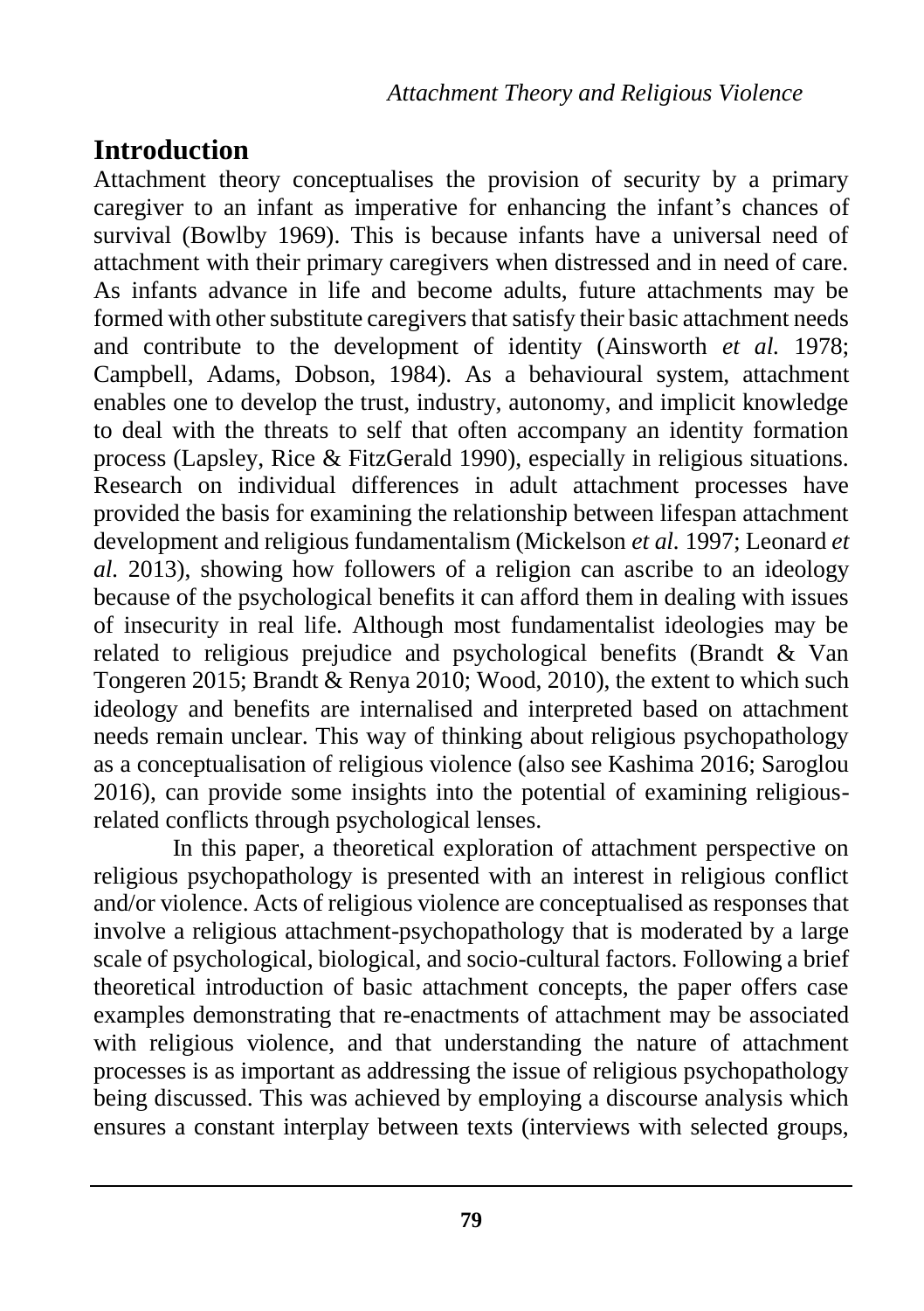## Introduction

Attachment theory conceptualises the provision of security by a primary caregiver to an infant as imperative for enhancing the infant's chances of survival (Bowlby 1969). This is because infants have a universal need of attachment with their primary caregivers when distressed and in need of care. As infants advance in life and become adults, future attachments may be formed with other substitute caregivers that satisfy their basic attachment needs and contribute to the development of identity (Ainsworth *et al.* 1978; Campbell, Adams, Dobson, 1984). As a behavioural system, attachment enables one to develop the trust, industry, autonomy, and implicit knowledge to deal with the threats to self that often accompany an identity formation process (Lapsley, Rice & FitzGerald 1990), especially in religious situations. Research on individual differences in adult attachment processes have provided the basis for examining the relationship between lifespan attachment development and religious fundamentalism (Mickelson *et al.* 1997; Leonard *et al.* 2013), showing how followers of a religion can ascribe to an ideology because of the psychological benefits it can afford them in dealing with issues of insecurity in real life. Although most fundamentalist ideologies may be related to religious prejudice and psychological benefits (Brandt & Van Tongeren 2015; Brandt & Renya 2010; Wood, 2010), the extent to which such ideology and benefits are internalised and interpreted based on attachment needs remain unclear. This way of thinking about religious psychopathology as a conceptualisation of religious violence (also see Kashima 2016; Saroglou 2016), can provide some insights into the potential of examining religious-related conflicts through psychological lenses.

In this paper, a theoretical exploration of attachment perspective on religious psychopathology is presented with an interest in religious conflict and/or violence. Acts of religious violence are conceptualised as responses that involve a religious attachment-psychopathology that is moderated by a large scale of psychological, biological, and socio-cultural factors. Following a brief theoretical introduction of basic attachment concepts, the paper offers case examples demonstrating that re-enactments of attachment may be associated with religious violence, and that understanding the nature of attachment processes is as important as addressing the issue of religious psychopathology being discussed. This was achieved by employing a discourse analysis which ensures a constant interplay between texts (interviews with selected groups,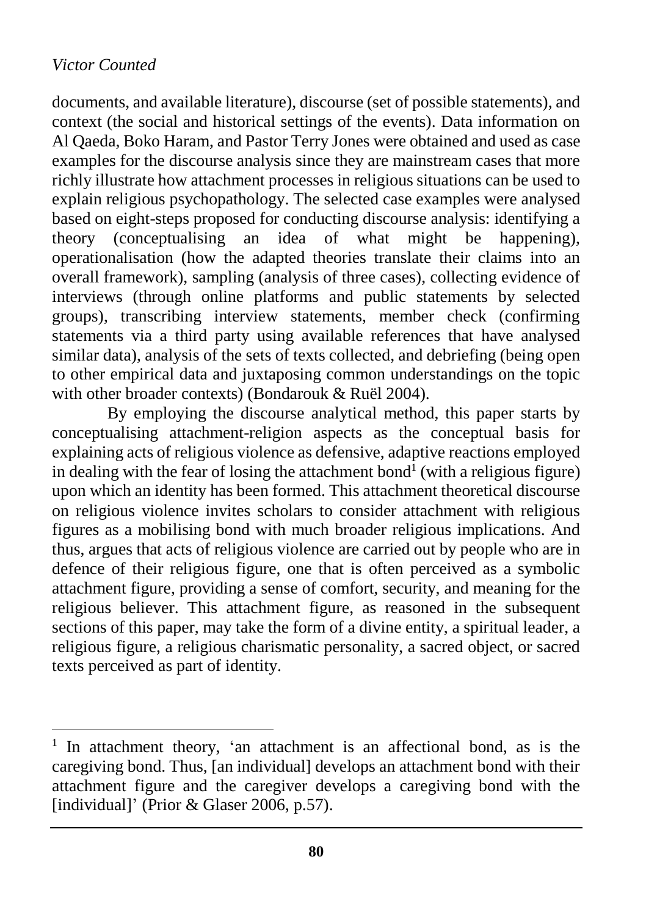documents, and available literature), discourse (set of possible statements), and context (the social and historical settings of the events). Data information on Al Qaeda, Boko Haram, and Pastor Terry Jones were obtained and used as case examples for the discourse analysis since they are mainstream cases that more richly illustrate how attachment processes in religious situations can be used to explain religious psychopathology. The selected case examples were analysed based on eight-steps proposed for conducting discourse analysis: identifying a theory (conceptualising an idea of what might be happening), operationalisation (how the adapted theories translate their claims into an overall framework), sampling (analysis of three cases), collecting evidence of interviews (through online platforms and public statements by selected groups), transcribing interview statements, member check (confirming statements via a third party using available references that have analysed similar data), analysis of the sets of texts collected, and debriefing (being open to other empirical data and juxtaposing common understandings on the topic with other broader contexts) (Bondarouk & Ruël 2004).

By employing the discourse analytical method, this paper starts by conceptualising attachment-religion aspects as the conceptual basis for explaining acts of religious violence as defensive, adaptive reactions employed in dealing with the fear of losing the attachment bond[1] (with a religious figure) upon which an identity has been formed. This attachment theoretical discourse on religious violence invites scholars to consider attachment with religious figures as a mobilising bond with much broader religious implications. And thus, argues that acts of religious violence are carried out by people who are in defence of their religious figure, one that is often perceived as a symbolic attachment figure, providing a sense of comfort, security, and meaning for the religious believer. This attachment figure, as reasoned in the subsequent sections of this paper, may take the form of a divine entity, a spiritual leader, a religious figure, a religious charismatic personality, a sacred object, or sacred texts perceived as part of identity.

---

[1] In attachment theory, 'an attachment is an affectional bond, as is the caregiving bond. Thus, [an individual] develops an attachment bond with their attachment figure and the caregiver develops a caregiving bond with the [individual]' (Prior & Glaser 2006, p.57).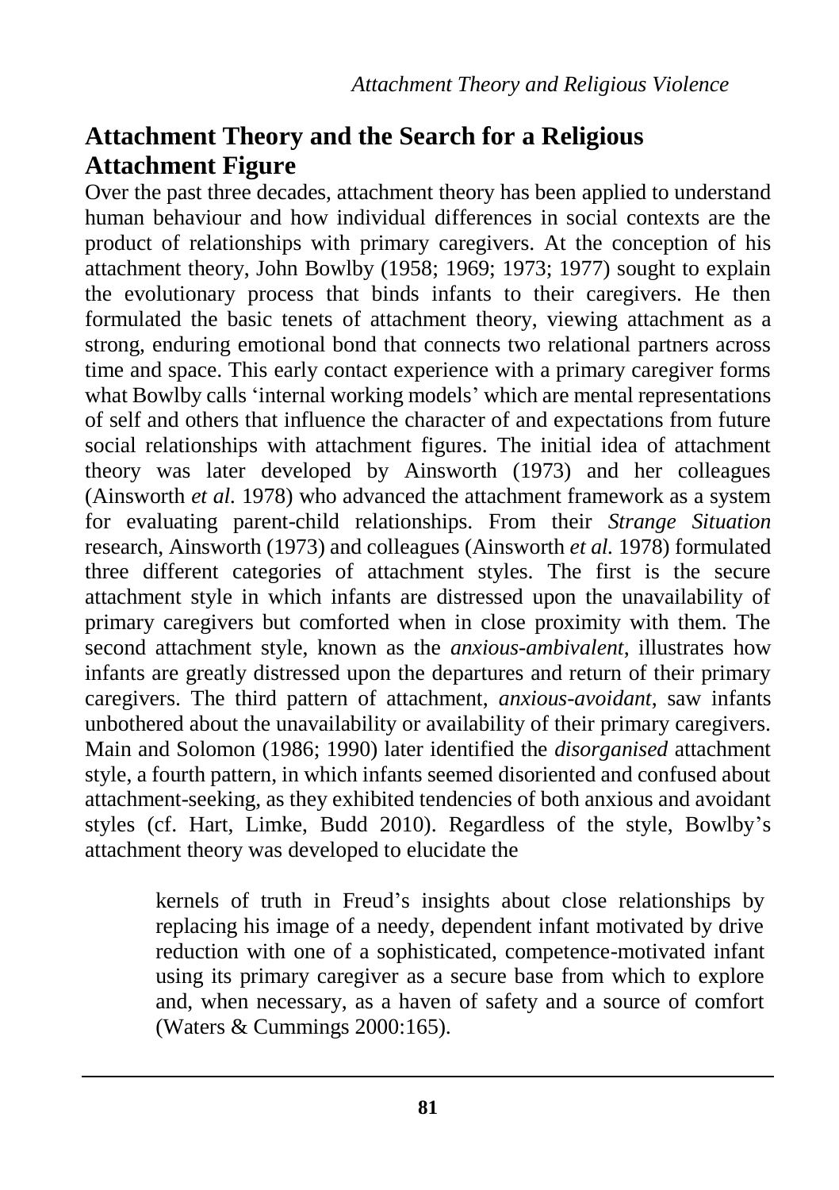## Attachment Theory and the Search for a Religious Attachment Figure

Over the past three decades, attachment theory has been applied to understand human behaviour and how individual differences in social contexts are the product of relationships with primary caregivers. At the conception of his attachment theory, John Bowlby (1958; 1969; 1973; 1977) sought to explain the evolutionary process that binds infants to their caregivers. He then formulated the basic tenets of attachment theory, viewing attachment as a strong, enduring emotional bond that connects two relational partners across time and space. This early contact experience with a primary caregiver forms what Bowlby calls 'internal working models' which are mental representations of self and others that influence the character of and expectations from future social relationships with attachment figures. The initial idea of attachment theory was later developed by Ainsworth (1973) and her colleagues (Ainsworth *et al.* 1978) who advanced the attachment framework as a system for evaluating parent-child relationships. From their *Strange Situation* research, Ainsworth (1973) and colleagues (Ainsworth *et al.* 1978) formulated three different categories of attachment styles. The first is the secure attachment style in which infants are distressed upon the unavailability of primary caregivers but comforted when in close proximity with them. The second attachment style, known as the *anxious-ambivalent*, illustrates how infants are greatly distressed upon the departures and return of their primary caregivers. The third pattern of attachment, *anxious-avoidant*, saw infants unbothered about the unavailability or availability of their primary caregivers. Main and Solomon (1986; 1990) later identified the *disorganised* attachment style, a fourth pattern, in which infants seemed disoriented and confused about attachment-seeking, as they exhibited tendencies of both anxious and avoidant styles (cf. Hart, Limke, Budd 2010). Regardless of the style, Bowlby's attachment theory was developed to elucidate the

> kernels of truth in Freud's insights about close relationships by replacing his image of a needy, dependent infant motivated by drive reduction with one of a sophisticated, competence-motivated infant using its primary caregiver as a secure base from which to explore and, when necessary, as a haven of safety and a source of comfort (Waters & Cummings 2000:165).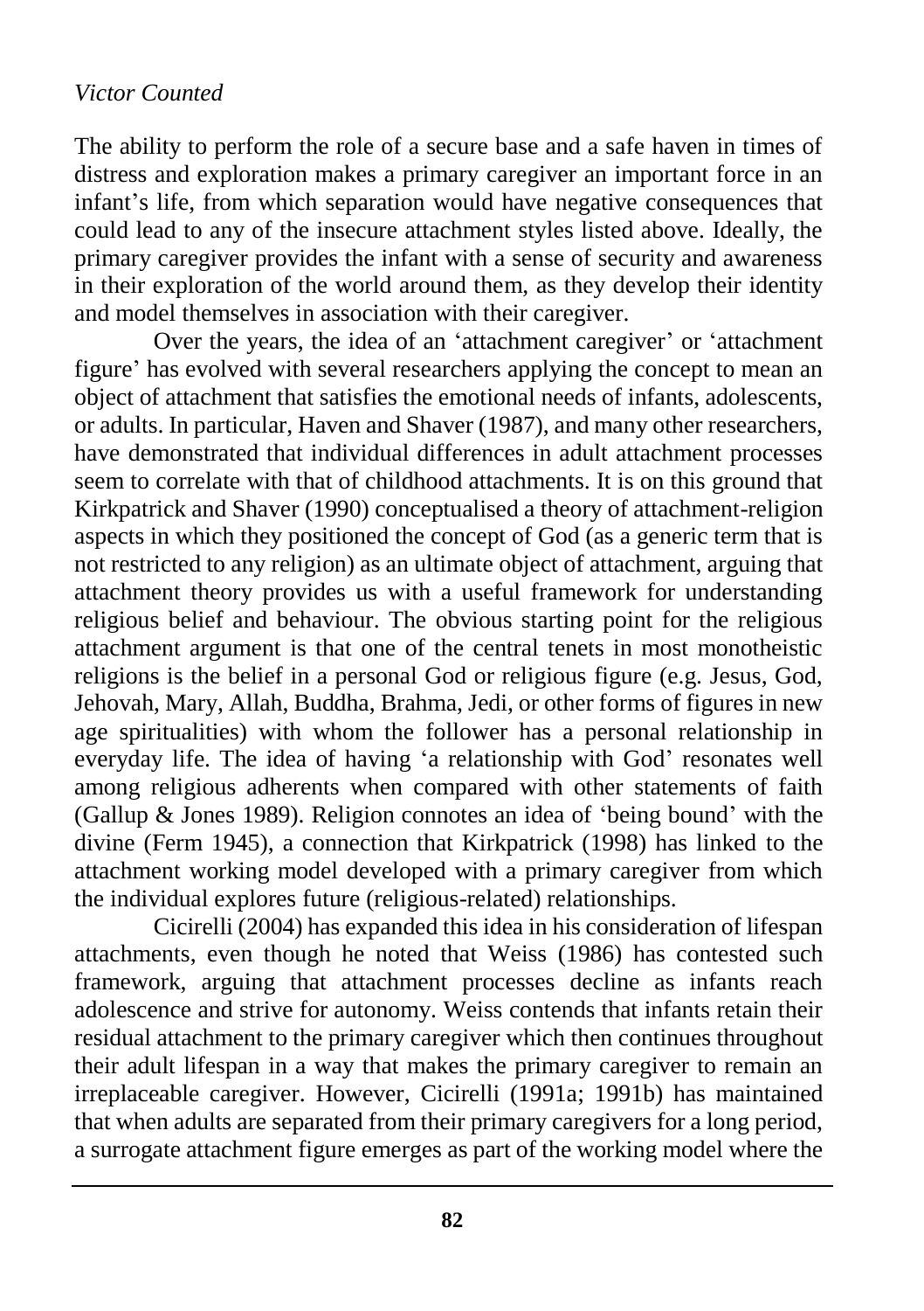The ability to perform the role of a secure base and a safe haven in times of distress and exploration makes a primary caregiver an important force in an infant's life, from which separation would have negative consequences that could lead to any of the insecure attachment styles listed above. Ideally, the primary caregiver provides the infant with a sense of security and awareness in their exploration of the world around them, as they develop their identity and model themselves in association with their caregiver.

Over the years, the idea of an 'attachment caregiver' or 'attachment figure' has evolved with several researchers applying the concept to mean an object of attachment that satisfies the emotional needs of infants, adolescents, or adults. In particular, Haven and Shaver (1987), and many other researchers, have demonstrated that individual differences in adult attachment processes seem to correlate with that of childhood attachments. It is on this ground that Kirkpatrick and Shaver (1990) conceptualised a theory of attachment-religion aspects in which they positioned the concept of God (as a generic term that is not restricted to any religion) as an ultimate object of attachment, arguing that attachment theory provides us with a useful framework for understanding religious belief and behaviour. The obvious starting point for the religious attachment argument is that one of the central tenets in most monotheistic religions is the belief in a personal God or religious figure (e.g. Jesus, God, Jehovah, Mary, Allah, Buddha, Brahma, Jedi, or other forms of figures in new age spiritualities) with whom the follower has a personal relationship in everyday life. The idea of having 'a relationship with God' resonates well among religious adherents when compared with other statements of faith (Gallup & Jones 1989). Religion connotes an idea of 'being bound' with the divine (Ferm 1945), a connection that Kirkpatrick (1998) has linked to the attachment working model developed with a primary caregiver from which the individual explores future (religious-related) relationships.

Cicirelli (2004) has expanded this idea in his consideration of lifespan attachments, even though he noted that Weiss (1986) has contested such framework, arguing that attachment processes decline as infants reach adolescence and strive for autonomy. Weiss contends that infants retain their residual attachment to the primary caregiver which then continues throughout their adult lifespan in a way that makes the primary caregiver to remain an irreplaceable caregiver. However, Cicirelli (1991a; 1991b) has maintained that when adults are separated from their primary caregivers for a long period, a surrogate attachment figure emerges as part of the working model where the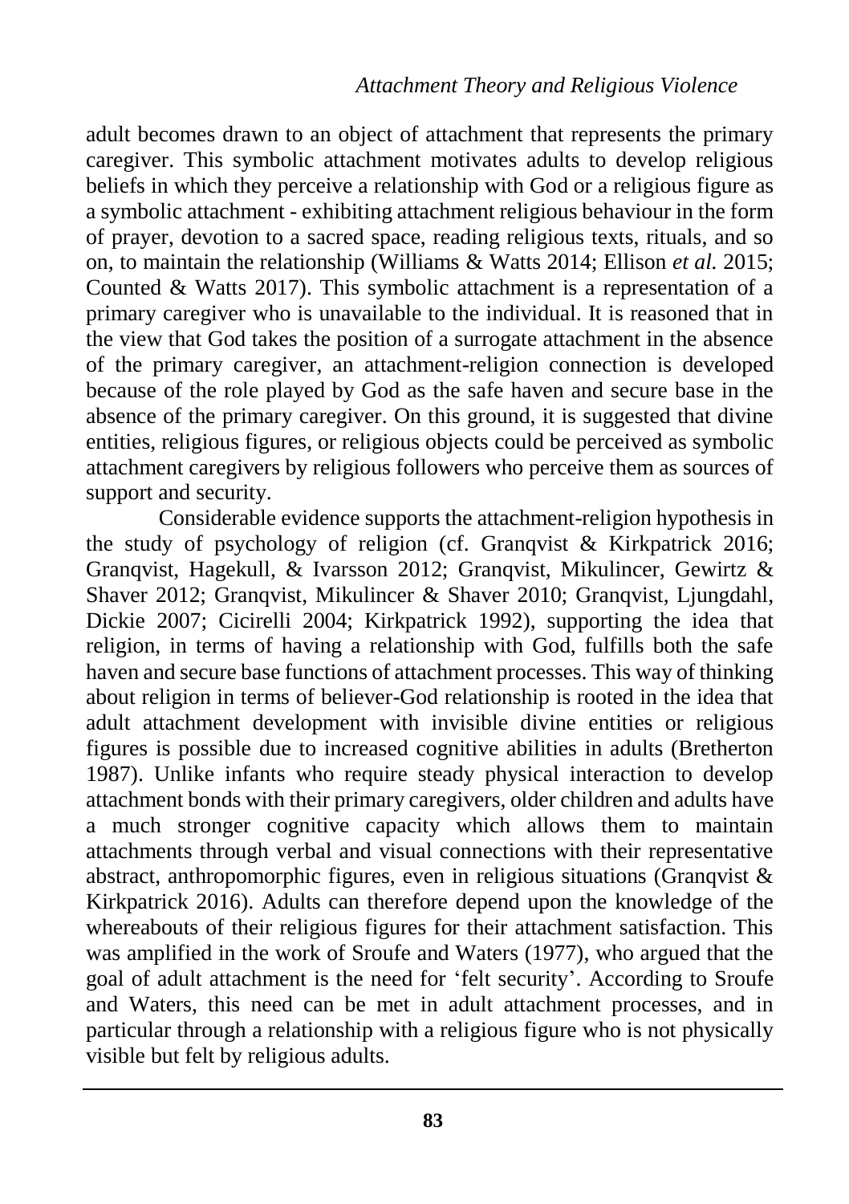adult becomes drawn to an object of attachment that represents the primary caregiver. This symbolic attachment motivates adults to develop religious beliefs in which they perceive a relationship with God or a religious figure as a symbolic attachment - exhibiting attachment religious behaviour in the form of prayer, devotion to a sacred space, reading religious texts, rituals, and so on, to maintain the relationship (Williams & Watts 2014; Ellison *et al.* 2015; Counted & Watts 2017). This symbolic attachment is a representation of a primary caregiver who is unavailable to the individual. It is reasoned that in the view that God takes the position of a surrogate attachment in the absence of the primary caregiver, an attachment-religion connection is developed because of the role played by God as the safe haven and secure base in the absence of the primary caregiver. On this ground, it is suggested that divine entities, religious figures, or religious objects could be perceived as symbolic attachment caregivers by religious followers who perceive them as sources of support and security.

Considerable evidence supports the attachment-religion hypothesis in the study of psychology of religion (cf. Granqvist & Kirkpatrick 2016; Granqvist, Hagekull, & Ivarsson 2012; Granqvist, Mikulincer, Gewirtz & Shaver 2012; Granqvist, Mikulincer & Shaver 2010; Granqvist, Ljungdahl, Dickie 2007; Cicirelli 2004; Kirkpatrick 1992), supporting the idea that religion, in terms of having a relationship with God, fulfills both the safe haven and secure base functions of attachment processes. This way of thinking about religion in terms of believer-God relationship is rooted in the idea that adult attachment development with invisible divine entities or religious figures is possible due to increased cognitive abilities in adults (Bretherton 1987). Unlike infants who require steady physical interaction to develop attachment bonds with their primary caregivers, older children and adults have a much stronger cognitive capacity which allows them to maintain attachments through verbal and visual connections with their representative abstract, anthropomorphic figures, even in religious situations (Granqvist & Kirkpatrick 2016). Adults can therefore depend upon the knowledge of the whereabouts of their religious figures for their attachment satisfaction. This was amplified in the work of Sroufe and Waters (1977), who argued that the goal of adult attachment is the need for 'felt security'. According to Sroufe and Waters, this need can be met in adult attachment processes, and in particular through a relationship with a religious figure who is not physically visible but felt by religious adults.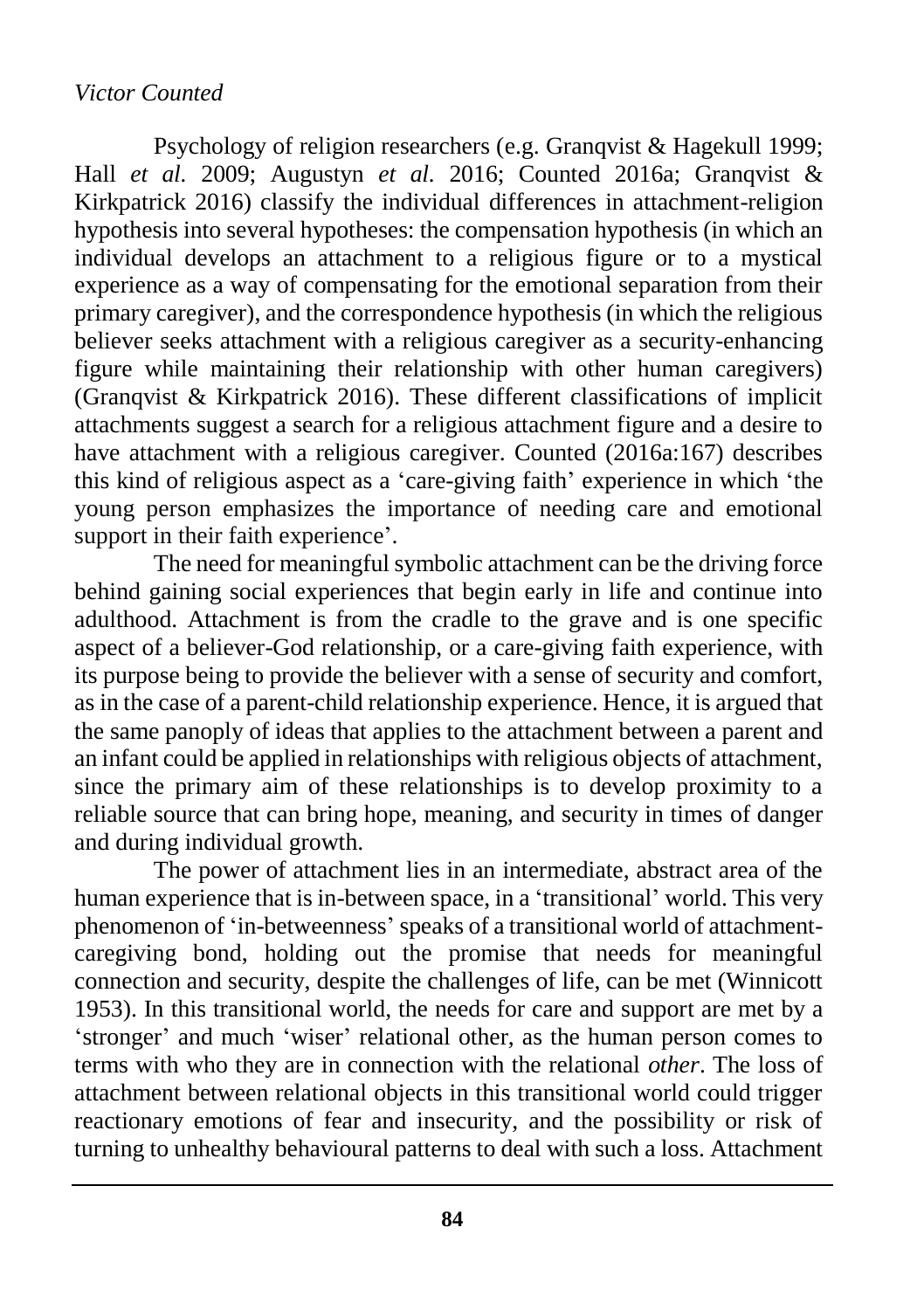Psychology of religion researchers (e.g. Granqvist & Hagekull 1999; Hall *et al*. 2009; Augustyn *et al.* 2016; Counted 2016a; Granqvist & Kirkpatrick 2016) classify the individual differences in attachment-religion hypothesis into several hypotheses: the compensation hypothesis (in which an individual develops an attachment to a religious figure or to a mystical experience as a way of compensating for the emotional separation from their primary caregiver), and the correspondence hypothesis (in which the religious believer seeks attachment with a religious caregiver as a security-enhancing figure while maintaining their relationship with other human caregivers) (Granqvist & Kirkpatrick 2016). These different classifications of implicit attachments suggest a search for a religious attachment figure and a desire to have attachment with a religious caregiver. Counted (2016a:167) describes this kind of religious aspect as a 'care-giving faith' experience in which 'the young person emphasizes the importance of needing care and emotional support in their faith experience'.

The need for meaningful symbolic attachment can be the driving force behind gaining social experiences that begin early in life and continue into adulthood. Attachment is from the cradle to the grave and is one specific aspect of a believer-God relationship, or a care-giving faith experience, with its purpose being to provide the believer with a sense of security and comfort, as in the case of a parent-child relationship experience. Hence, it is argued that the same panoply of ideas that applies to the attachment between a parent and an infant could be applied in relationships with religious objects of attachment, since the primary aim of these relationships is to develop proximity to a reliable source that can bring hope, meaning, and security in times of danger and during individual growth.

The power of attachment lies in an intermediate, abstract area of the human experience that is in-between space, in a 'transitional' world. This very phenomenon of 'in-betweenness' speaks of a transitional world of attachment-caregiving bond, holding out the promise that needs for meaningful connection and security, despite the challenges of life, can be met (Winnicott 1953). In this transitional world, the needs for care and support are met by a 'stronger' and much 'wiser' relational other, as the human person comes to terms with who they are in connection with the relational *other*. The loss of attachment between relational objects in this transitional world could trigger reactionary emotions of fear and insecurity, and the possibility or risk of turning to unhealthy behavioural patterns to deal with such a loss. Attachment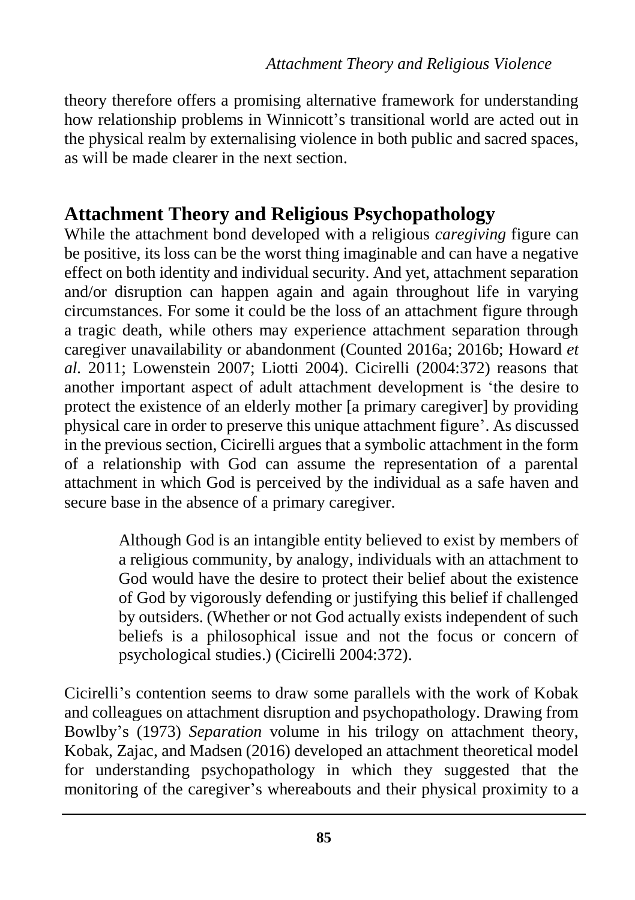theory therefore offers a promising alternative framework for understanding how relationship problems in Winnicott's transitional world are acted out in the physical realm by externalising violence in both public and sacred spaces, as will be made clearer in the next section.

## Attachment Theory and Religious Psychopathology

While the attachment bond developed with a religious *caregiving* figure can be positive, its loss can be the worst thing imaginable and can have a negative effect on both identity and individual security. And yet, attachment separation and/or disruption can happen again and again throughout life in varying circumstances. For some it could be the loss of an attachment figure through a tragic death, while others may experience attachment separation through caregiver unavailability or abandonment (Counted 2016a; 2016b; Howard *et al.* 2011; Lowenstein 2007; Liotti 2004). Cicirelli (2004:372) reasons that another important aspect of adult attachment development is 'the desire to protect the existence of an elderly mother [a primary caregiver] by providing physical care in order to preserve this unique attachment figure'. As discussed in the previous section, Cicirelli argues that a symbolic attachment in the form of a relationship with God can assume the representation of a parental attachment in which God is perceived by the individual as a safe haven and secure base in the absence of a primary caregiver.

> Although God is an intangible entity believed to exist by members of a religious community, by analogy, individuals with an attachment to God would have the desire to protect their belief about the existence of God by vigorously defending or justifying this belief if challenged by outsiders. (Whether or not God actually exists independent of such beliefs is a philosophical issue and not the focus or concern of psychological studies.) (Cicirelli 2004:372).

Cicirelli's contention seems to draw some parallels with the work of Kobak and colleagues on attachment disruption and psychopathology. Drawing from Bowlby's (1973) *Separation* volume in his trilogy on attachment theory, Kobak, Zajac, and Madsen (2016) developed an attachment theoretical model for understanding psychopathology in which they suggested that the monitoring of the caregiver's whereabouts and their physical proximity to a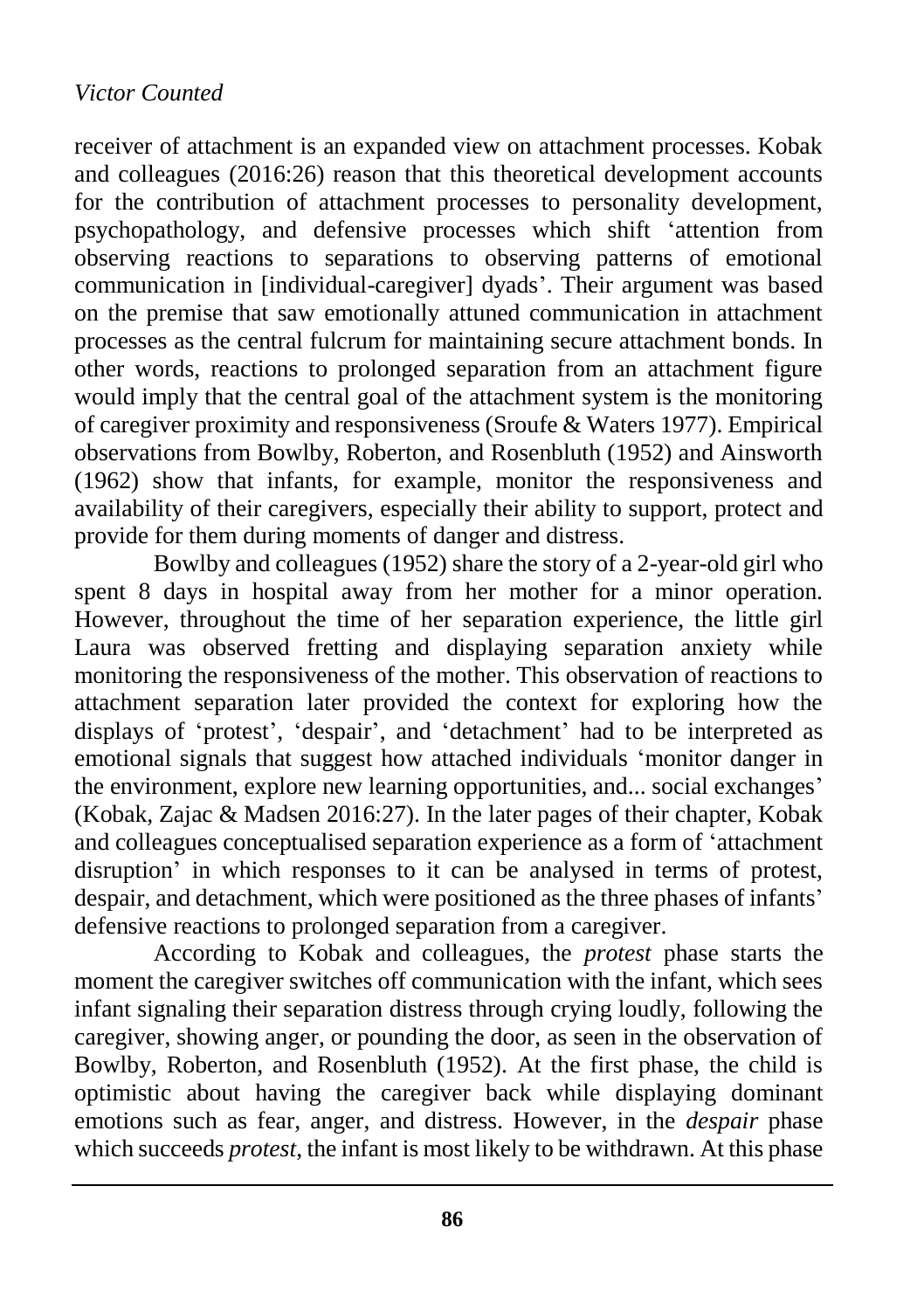receiver of attachment is an expanded view on attachment processes. Kobak and colleagues (2016:26) reason that this theoretical development accounts for the contribution of attachment processes to personality development, psychopathology, and defensive processes which shift 'attention from observing reactions to separations to observing patterns of emotional communication in [individual-caregiver] dyads'. Their argument was based on the premise that saw emotionally attuned communication in attachment processes as the central fulcrum for maintaining secure attachment bonds. In other words, reactions to prolonged separation from an attachment figure would imply that the central goal of the attachment system is the monitoring of caregiver proximity and responsiveness (Sroufe & Waters 1977). Empirical observations from Bowlby, Roberton, and Rosenbluth (1952) and Ainsworth (1962) show that infants, for example, monitor the responsiveness and availability of their caregivers, especially their ability to support, protect and provide for them during moments of danger and distress.

Bowlby and colleagues (1952) share the story of a 2-year-old girl who spent 8 days in hospital away from her mother for a minor operation. However, throughout the time of her separation experience, the little girl Laura was observed fretting and displaying separation anxiety while monitoring the responsiveness of the mother. This observation of reactions to attachment separation later provided the context for exploring how the displays of 'protest', 'despair', and 'detachment' had to be interpreted as emotional signals that suggest how attached individuals 'monitor danger in the environment, explore new learning opportunities, and... social exchanges' (Kobak, Zajac & Madsen 2016:27). In the later pages of their chapter, Kobak and colleagues conceptualised separation experience as a form of 'attachment disruption' in which responses to it can be analysed in terms of protest, despair, and detachment, which were positioned as the three phases of infants' defensive reactions to prolonged separation from a caregiver.

According to Kobak and colleagues, the *protest* phase starts the moment the caregiver switches off communication with the infant, which sees infant signaling their separation distress through crying loudly, following the caregiver, showing anger, or pounding the door, as seen in the observation of Bowlby, Roberton, and Rosenbluth (1952). At the first phase, the child is optimistic about having the caregiver back while displaying dominant emotions such as fear, anger, and distress. However, in the *despair* phase which succeeds *protest*, the infant is most likely to be withdrawn. At this phase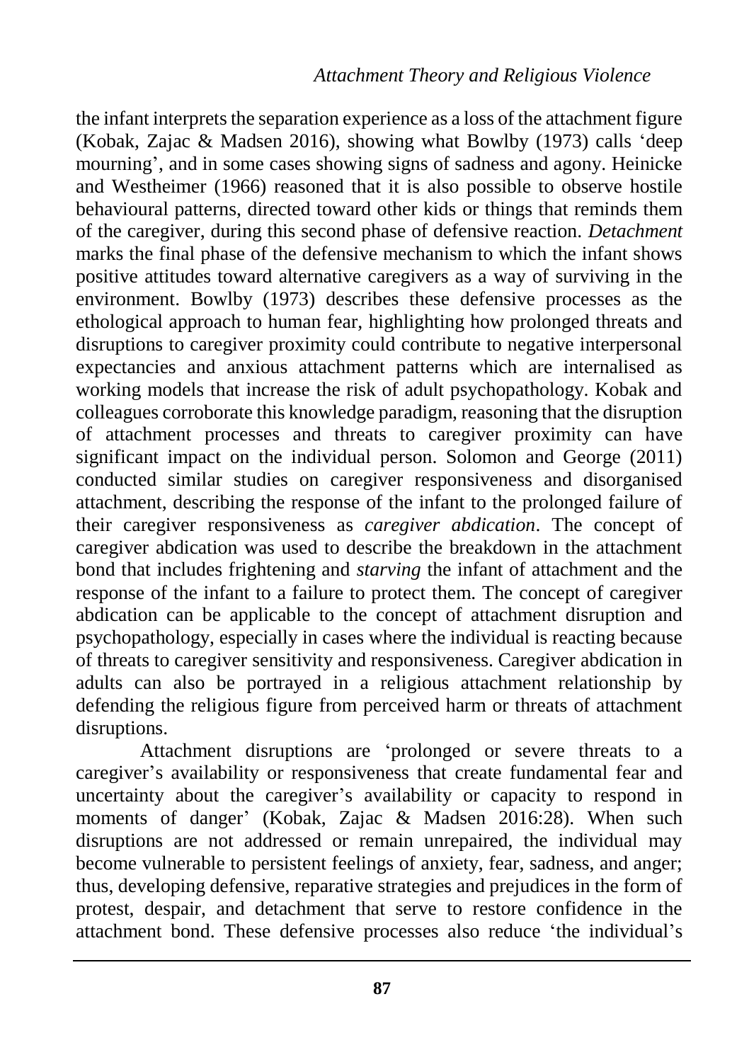the infant interprets the separation experience as a loss of the attachment figure (Kobak, Zajac & Madsen 2016), showing what Bowlby (1973) calls 'deep mourning', and in some cases showing signs of sadness and agony. Heinicke and Westheimer (1966) reasoned that it is also possible to observe hostile behavioural patterns, directed toward other kids or things that reminds them of the caregiver, during this second phase of defensive reaction. *Detachment* marks the final phase of the defensive mechanism to which the infant shows positive attitudes toward alternative caregivers as a way of surviving in the environment. Bowlby (1973) describes these defensive processes as the ethological approach to human fear, highlighting how prolonged threats and disruptions to caregiver proximity could contribute to negative interpersonal expectancies and anxious attachment patterns which are internalised as working models that increase the risk of adult psychopathology. Kobak and colleagues corroborate this knowledge paradigm, reasoning that the disruption of attachment processes and threats to caregiver proximity can have significant impact on the individual person. Solomon and George (2011) conducted similar studies on caregiver responsiveness and disorganised attachment, describing the response of the infant to the prolonged failure of their caregiver responsiveness as *caregiver abdication*. The concept of caregiver abdication was used to describe the breakdown in the attachment bond that includes frightening and *starving* the infant of attachment and the response of the infant to a failure to protect them. The concept of caregiver abdication can be applicable to the concept of attachment disruption and psychopathology, especially in cases where the individual is reacting because of threats to caregiver sensitivity and responsiveness. Caregiver abdication in adults can also be portrayed in a religious attachment relationship by defending the religious figure from perceived harm or threats of attachment disruptions.

Attachment disruptions are 'prolonged or severe threats to a caregiver's availability or responsiveness that create fundamental fear and uncertainty about the caregiver's availability or capacity to respond in moments of danger' (Kobak, Zajac & Madsen 2016:28). When such disruptions are not addressed or remain unrepaired, the individual may become vulnerable to persistent feelings of anxiety, fear, sadness, and anger; thus, developing defensive, reparative strategies and prejudices in the form of protest, despair, and detachment that serve to restore confidence in the attachment bond. These defensive processes also reduce 'the individual's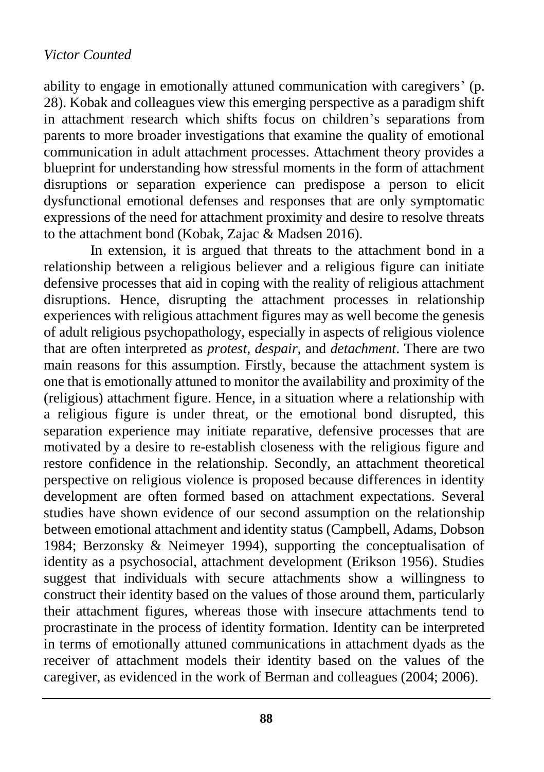ability to engage in emotionally attuned communication with caregivers' (p. 28). Kobak and colleagues view this emerging perspective as a paradigm shift in attachment research which shifts focus on children's separations from parents to more broader investigations that examine the quality of emotional communication in adult attachment processes. Attachment theory provides a blueprint for understanding how stressful moments in the form of attachment disruptions or separation experience can predispose a person to elicit dysfunctional emotional defenses and responses that are only symptomatic expressions of the need for attachment proximity and desire to resolve threats to the attachment bond (Kobak, Zajac & Madsen 2016).

In extension, it is argued that threats to the attachment bond in a relationship between a religious believer and a religious figure can initiate defensive processes that aid in coping with the reality of religious attachment disruptions. Hence, disrupting the attachment processes in relationship experiences with religious attachment figures may as well become the genesis of adult religious psychopathology, especially in aspects of religious violence that are often interpreted as *protest, despair,* and *detachment*. There are two main reasons for this assumption. Firstly, because the attachment system is one that is emotionally attuned to monitor the availability and proximity of the (religious) attachment figure. Hence, in a situation where a relationship with a religious figure is under threat, or the emotional bond disrupted, this separation experience may initiate reparative, defensive processes that are motivated by a desire to re-establish closeness with the religious figure and restore confidence in the relationship. Secondly, an attachment theoretical perspective on religious violence is proposed because differences in identity development are often formed based on attachment expectations. Several studies have shown evidence of our second assumption on the relationship between emotional attachment and identity status (Campbell, Adams, Dobson 1984; Berzonsky & Neimeyer 1994), supporting the conceptualisation of identity as a psychosocial, attachment development (Erikson 1956). Studies suggest that individuals with secure attachments show a willingness to construct their identity based on the values of those around them, particularly their attachment figures, whereas those with insecure attachments tend to procrastinate in the process of identity formation. Identity can be interpreted in terms of emotionally attuned communications in attachment dyads as the receiver of attachment models their identity based on the values of the caregiver, as evidenced in the work of Berman and colleagues (2004; 2006).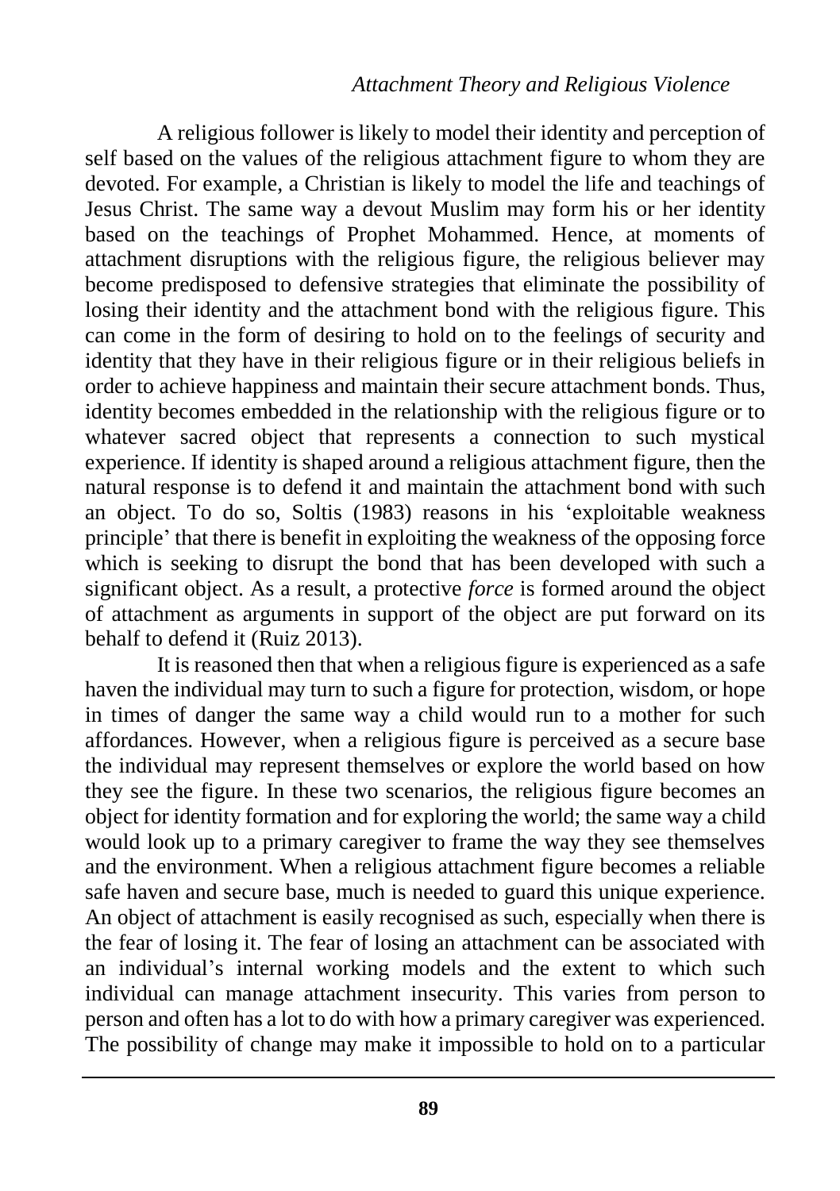A religious follower is likely to model their identity and perception of self based on the values of the religious attachment figure to whom they are devoted. For example, a Christian is likely to model the life and teachings of Jesus Christ. The same way a devout Muslim may form his or her identity based on the teachings of Prophet Mohammed. Hence, at moments of attachment disruptions with the religious figure, the religious believer may become predisposed to defensive strategies that eliminate the possibility of losing their identity and the attachment bond with the religious figure. This can come in the form of desiring to hold on to the feelings of security and identity that they have in their religious figure or in their religious beliefs in order to achieve happiness and maintain their secure attachment bonds. Thus, identity becomes embedded in the relationship with the religious figure or to whatever sacred object that represents a connection to such mystical experience. If identity is shaped around a religious attachment figure, then the natural response is to defend it and maintain the attachment bond with such an object. To do so, Soltis (1983) reasons in his 'exploitable weakness principle' that there is benefit in exploiting the weakness of the opposing force which is seeking to disrupt the bond that has been developed with such a significant object. As a result, a protective *force* is formed around the object of attachment as arguments in support of the object are put forward on its behalf to defend it (Ruiz 2013).

It is reasoned then that when a religious figure is experienced as a safe haven the individual may turn to such a figure for protection, wisdom, or hope in times of danger the same way a child would run to a mother for such affordances. However, when a religious figure is perceived as a secure base the individual may represent themselves or explore the world based on how they see the figure. In these two scenarios, the religious figure becomes an object for identity formation and for exploring the world; the same way a child would look up to a primary caregiver to frame the way they see themselves and the environment. When a religious attachment figure becomes a reliable safe haven and secure base, much is needed to guard this unique experience. An object of attachment is easily recognised as such, especially when there is the fear of losing it. The fear of losing an attachment can be associated with an individual's internal working models and the extent to which such individual can manage attachment insecurity. This varies from person to person and often has a lot to do with how a primary caregiver was experienced. The possibility of change may make it impossible to hold on to a particular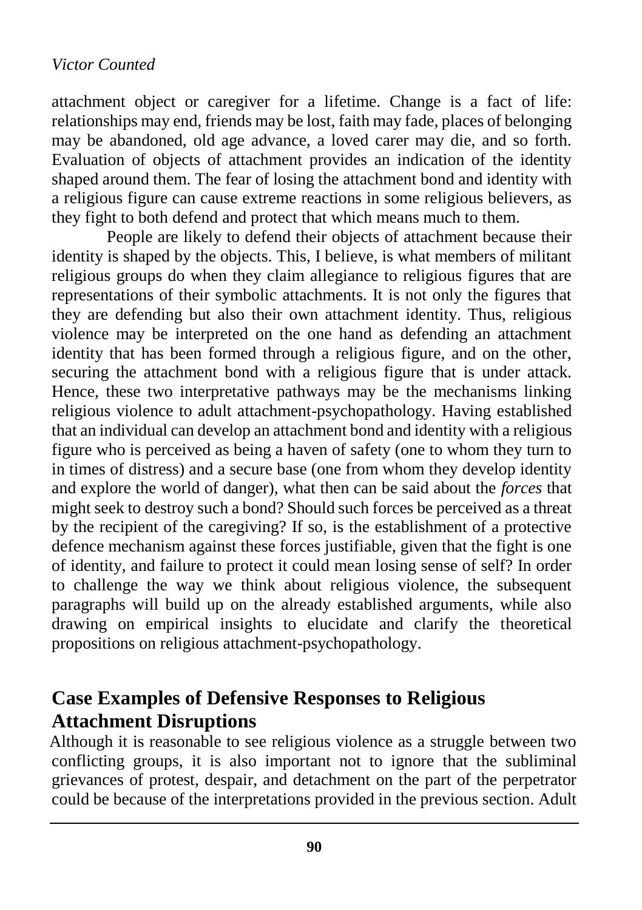attachment object or caregiver for a lifetime. Change is a fact of life: relationships may end, friends may be lost, faith may fade, places of belonging may be abandoned, old age advance, a loved carer may die, and so forth. Evaluation of objects of attachment provides an indication of the identity shaped around them. The fear of losing the attachment bond and identity with a religious figure can cause extreme reactions in some religious believers, as they fight to both defend and protect that which means much to them.

People are likely to defend their objects of attachment because their identity is shaped by the objects. This, I believe, is what members of militant religious groups do when they claim allegiance to religious figures that are representations of their symbolic attachments. It is not only the figures that they are defending but also their own attachment identity. Thus, religious violence may be interpreted on the one hand as defending an attachment identity that has been formed through a religious figure, and on the other, securing the attachment bond with a religious figure that is under attack. Hence, these two interpretative pathways may be the mechanisms linking religious violence to adult attachment-psychopathology. Having established that an individual can develop an attachment bond and identity with a religious figure who is perceived as being a haven of safety (one to whom they turn to in times of distress) and a secure base (one from whom they develop identity and explore the world of danger), what then can be said about the *forces* that might seek to destroy such a bond? Should such forces be perceived as a threat by the recipient of the caregiving? If so, is the establishment of a protective defence mechanism against these forces justifiable, given that the fight is one of identity, and failure to protect it could mean losing sense of self? In order to challenge the way we think about religious violence, the subsequent paragraphs will build up on the already established arguments, while also drawing on empirical insights to elucidate and clarify the theoretical propositions on religious attachment-psychopathology.

## Case Examples of Defensive Responses to Religious Attachment Disruptions

Although it is reasonable to see religious violence as a struggle between two conflicting groups, it is also important not to ignore that the subliminal grievances of protest, despair, and detachment on the part of the perpetrator could be because of the interpretations provided in the previous section. Adult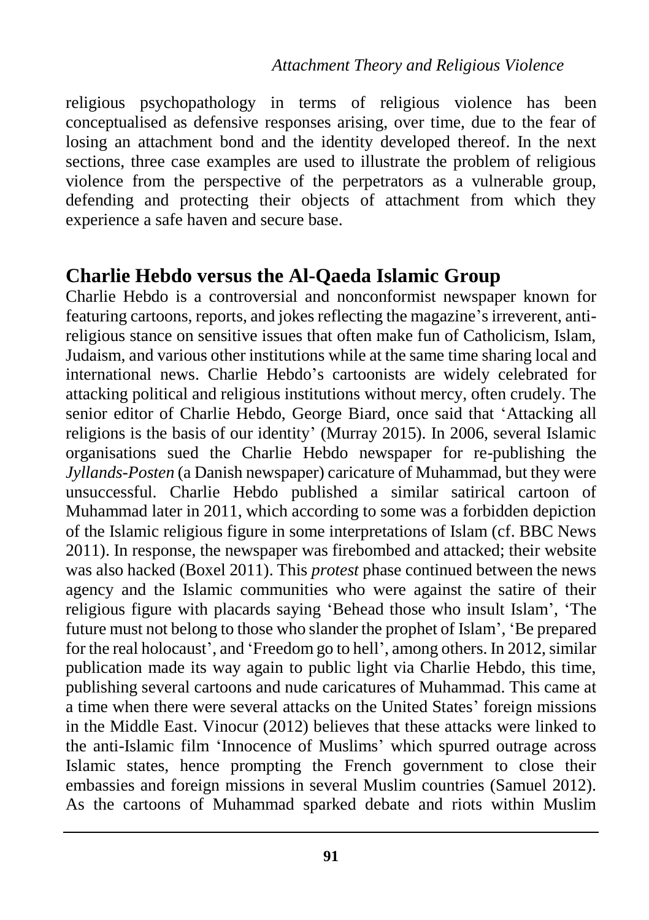religious psychopathology in terms of religious violence has been conceptualised as defensive responses arising, over time, due to the fear of losing an attachment bond and the identity developed thereof. In the next sections, three case examples are used to illustrate the problem of religious violence from the perspective of the perpetrators as a vulnerable group, defending and protecting their objects of attachment from which they experience a safe haven and secure base.

## Charlie Hebdo versus the Al-Qaeda Islamic Group

Charlie Hebdo is a controversial and nonconformist newspaper known for featuring cartoons, reports, and jokes reflecting the magazine's irreverent, anti-religious stance on sensitive issues that often make fun of Catholicism, Islam, Judaism, and various other institutions while at the same time sharing local and international news. Charlie Hebdo's cartoonists are widely celebrated for attacking political and religious institutions without mercy, often crudely. The senior editor of Charlie Hebdo, George Biard, once said that 'Attacking all religions is the basis of our identity' (Murray 2015). In 2006, several Islamic organisations sued the Charlie Hebdo newspaper for re-publishing the *Jyllands-Posten* (a Danish newspaper) caricature of Muhammad, but they were unsuccessful. Charlie Hebdo published a similar satirical cartoon of Muhammad later in 2011, which according to some was a forbidden depiction of the Islamic religious figure in some interpretations of Islam (cf. BBC News 2011). In response, the newspaper was firebombed and attacked; their website was also hacked (Boxel 2011). This *protest* phase continued between the news agency and the Islamic communities who were against the satire of their religious figure with placards saying 'Behead those who insult Islam', 'The future must not belong to those who slander the prophet of Islam', 'Be prepared for the real holocaust', and 'Freedom go to hell', among others. In 2012, similar publication made its way again to public light via Charlie Hebdo, this time, publishing several cartoons and nude caricatures of Muhammad. This came at a time when there were several attacks on the United States' foreign missions in the Middle East. Vinocur (2012) believes that these attacks were linked to the anti-Islamic film 'Innocence of Muslims' which spurred outrage across Islamic states, hence prompting the French government to close their embassies and foreign missions in several Muslim countries (Samuel 2012). As the cartoons of Muhammad sparked debate and riots within Muslim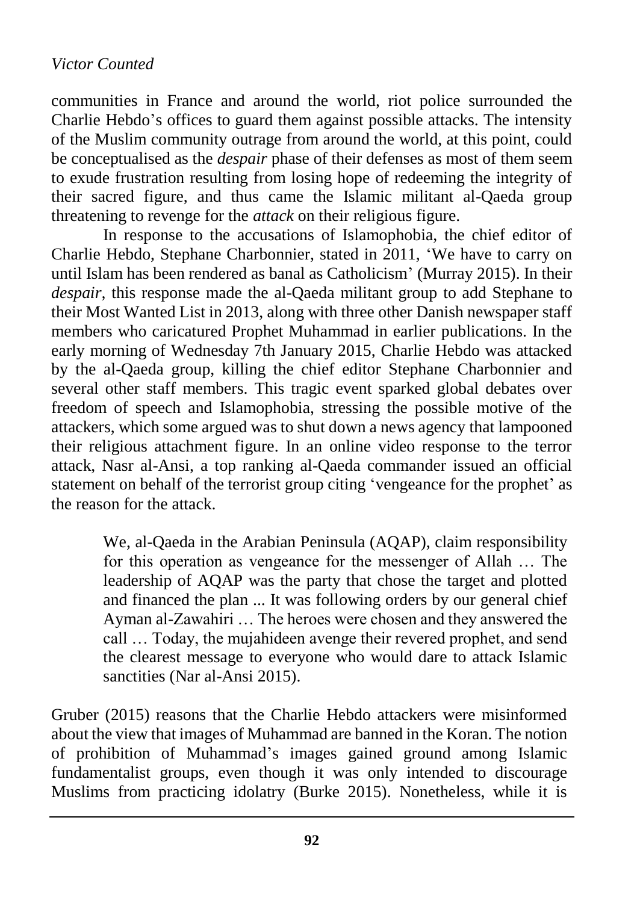communities in France and around the world, riot police surrounded the Charlie Hebdo's offices to guard them against possible attacks. The intensity of the Muslim community outrage from around the world, at this point, could be conceptualised as the *despair* phase of their defenses as most of them seem to exude frustration resulting from losing hope of redeeming the integrity of their sacred figure, and thus came the Islamic militant al-Qaeda group threatening to revenge for the *attack* on their religious figure.

In response to the accusations of Islamophobia, the chief editor of Charlie Hebdo, Stephane Charbonnier, stated in 2011, 'We have to carry on until Islam has been rendered as banal as Catholicism' (Murray 2015). In their *despair*, this response made the al-Qaeda militant group to add Stephane to their Most Wanted List in 2013, along with three other Danish newspaper staff members who caricatured Prophet Muhammad in earlier publications. In the early morning of Wednesday 7th January 2015, Charlie Hebdo was attacked by the al-Qaeda group, killing the chief editor Stephane Charbonnier and several other staff members. This tragic event sparked global debates over freedom of speech and Islamophobia, stressing the possible motive of the attackers, which some argued was to shut down a news agency that lampooned their religious attachment figure. In an online video response to the terror attack, Nasr al-Ansi, a top ranking al-Qaeda commander issued an official statement on behalf of the terrorist group citing 'vengeance for the prophet' as the reason for the attack.

> We, al-Qaeda in the Arabian Peninsula (AQAP), claim responsibility for this operation as vengeance for the messenger of Allah … The leadership of AQAP was the party that chose the target and plotted and financed the plan ... It was following orders by our general chief Ayman al-Zawahiri … The heroes were chosen and they answered the call … Today, the mujahideen avenge their revered prophet, and send the clearest message to everyone who would dare to attack Islamic sanctities (Nar al-Ansi 2015).

Gruber (2015) reasons that the Charlie Hebdo attackers were misinformed about the view that images of Muhammad are banned in the Koran. The notion of prohibition of Muhammad's images gained ground among Islamic fundamentalist groups, even though it was only intended to discourage Muslims from practicing idolatry (Burke 2015). Nonetheless, while it is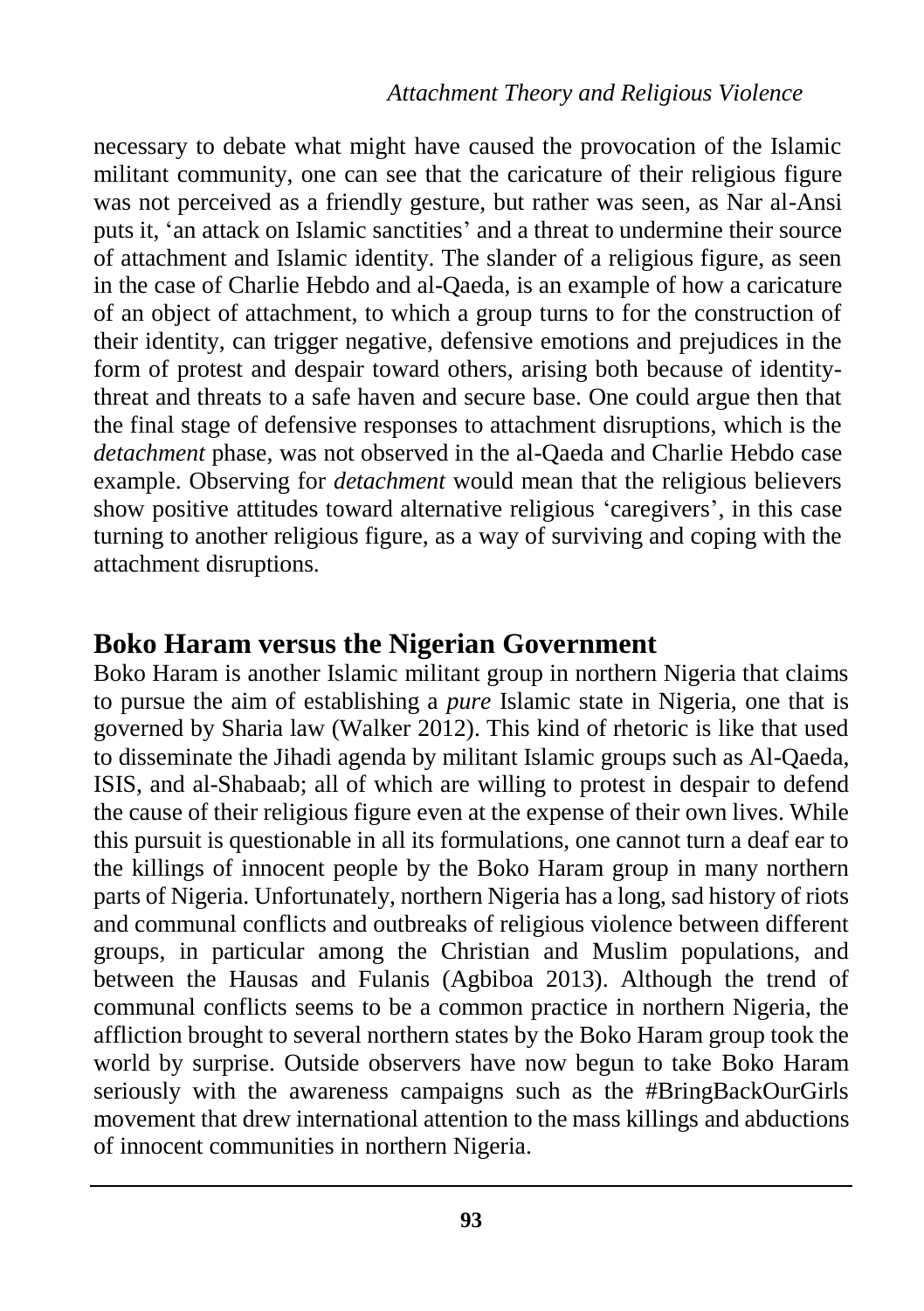necessary to debate what might have caused the provocation of the Islamic militant community, one can see that the caricature of their religious figure was not perceived as a friendly gesture, but rather was seen, as Nar al-Ansi puts it, 'an attack on Islamic sanctities' and a threat to undermine their source of attachment and Islamic identity. The slander of a religious figure, as seen in the case of Charlie Hebdo and al-Qaeda, is an example of how a caricature of an object of attachment, to which a group turns to for the construction of their identity, can trigger negative, defensive emotions and prejudices in the form of protest and despair toward others, arising both because of identity-threat and threats to a safe haven and secure base. One could argue then that the final stage of defensive responses to attachment disruptions, which is the *detachment* phase, was not observed in the al-Qaeda and Charlie Hebdo case example. Observing for *detachment* would mean that the religious believers show positive attitudes toward alternative religious 'caregivers', in this case turning to another religious figure, as a way of surviving and coping with the attachment disruptions.

## Boko Haram versus the Nigerian Government

Boko Haram is another Islamic militant group in northern Nigeria that claims to pursue the aim of establishing a *pure* Islamic state in Nigeria, one that is governed by Sharia law (Walker 2012). This kind of rhetoric is like that used to disseminate the Jihadi agenda by militant Islamic groups such as Al-Qaeda, ISIS, and al-Shabaab; all of which are willing to protest in despair to defend the cause of their religious figure even at the expense of their own lives. While this pursuit is questionable in all its formulations, one cannot turn a deaf ear to the killings of innocent people by the Boko Haram group in many northern parts of Nigeria. Unfortunately, northern Nigeria has a long, sad history of riots and communal conflicts and outbreaks of religious violence between different groups, in particular among the Christian and Muslim populations, and between the Hausas and Fulanis (Agbiboa 2013). Although the trend of communal conflicts seems to be a common practice in northern Nigeria, the affliction brought to several northern states by the Boko Haram group took the world by surprise. Outside observers have now begun to take Boko Haram seriously with the awareness campaigns such as the #BringBackOurGirls movement that drew international attention to the mass killings and abductions of innocent communities in northern Nigeria.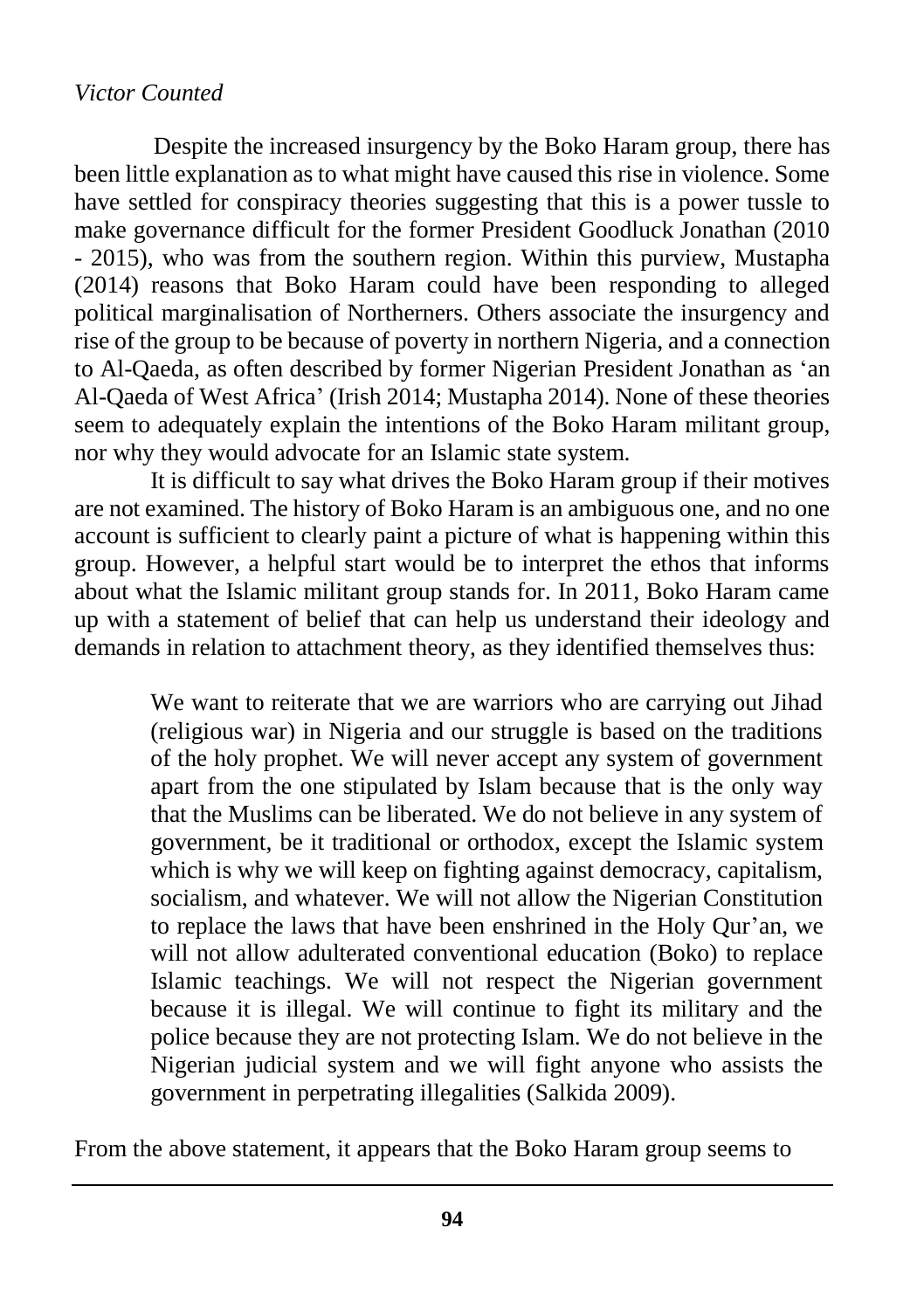Despite the increased insurgency by the Boko Haram group, there has been little explanation as to what might have caused this rise in violence. Some have settled for conspiracy theories suggesting that this is a power tussle to make governance difficult for the former President Goodluck Jonathan (2010 - 2015), who was from the southern region. Within this purview, Mustapha (2014) reasons that Boko Haram could have been responding to alleged political marginalisation of Northerners. Others associate the insurgency and rise of the group to be because of poverty in northern Nigeria, and a connection to Al-Qaeda, as often described by former Nigerian President Jonathan as 'an Al-Qaeda of West Africa' (Irish 2014; Mustapha 2014). None of these theories seem to adequately explain the intentions of the Boko Haram militant group, nor why they would advocate for an Islamic state system.

It is difficult to say what drives the Boko Haram group if their motives are not examined. The history of Boko Haram is an ambiguous one, and no one account is sufficient to clearly paint a picture of what is happening within this group. However, a helpful start would be to interpret the ethos that informs about what the Islamic militant group stands for. In 2011, Boko Haram came up with a statement of belief that can help us understand their ideology and demands in relation to attachment theory, as they identified themselves thus:

> We want to reiterate that we are warriors who are carrying out Jihad (religious war) in Nigeria and our struggle is based on the traditions of the holy prophet. We will never accept any system of government apart from the one stipulated by Islam because that is the only way that the Muslims can be liberated. We do not believe in any system of government, be it traditional or orthodox, except the Islamic system which is why we will keep on fighting against democracy, capitalism, socialism, and whatever. We will not allow the Nigerian Constitution to replace the laws that have been enshrined in the Holy Qur'an, we will not allow adulterated conventional education (Boko) to replace Islamic teachings. We will not respect the Nigerian government because it is illegal. We will continue to fight its military and the police because they are not protecting Islam. We do not believe in the Nigerian judicial system and we will fight anyone who assists the government in perpetrating illegalities (Salkida 2009).

From the above statement, it appears that the Boko Haram group seems to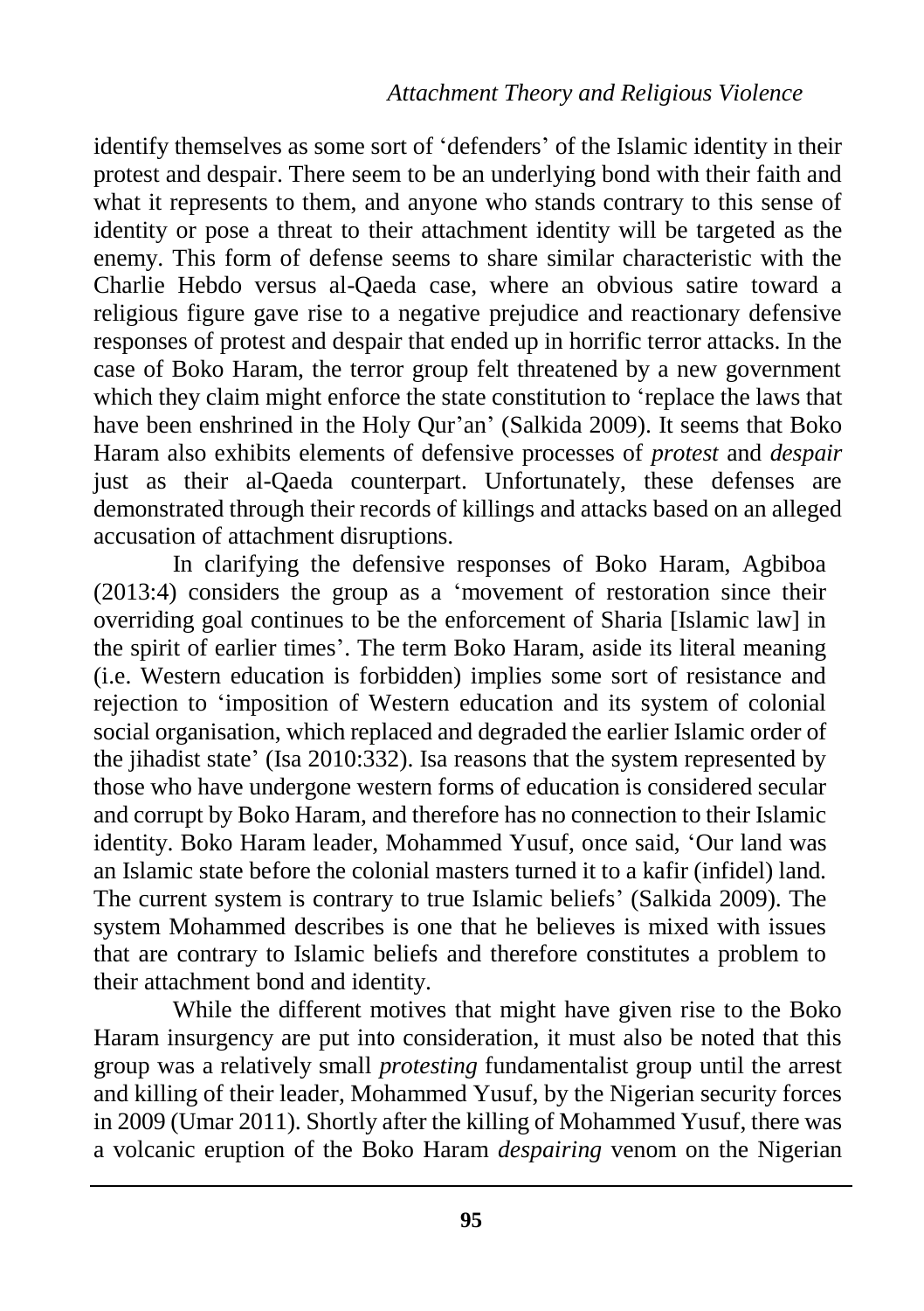identify themselves as some sort of 'defenders' of the Islamic identity in their protest and despair. There seem to be an underlying bond with their faith and what it represents to them, and anyone who stands contrary to this sense of identity or pose a threat to their attachment identity will be targeted as the enemy. This form of defense seems to share similar characteristic with the Charlie Hebdo versus al-Qaeda case, where an obvious satire toward a religious figure gave rise to a negative prejudice and reactionary defensive responses of protest and despair that ended up in horrific terror attacks. In the case of Boko Haram, the terror group felt threatened by a new government which they claim might enforce the state constitution to 'replace the laws that have been enshrined in the Holy Qur'an' (Salkida 2009). It seems that Boko Haram also exhibits elements of defensive processes of *protest* and *despair* just as their al-Qaeda counterpart. Unfortunately, these defenses are demonstrated through their records of killings and attacks based on an alleged accusation of attachment disruptions.

In clarifying the defensive responses of Boko Haram, Agbiboa (2013:4) considers the group as a 'movement of restoration since their overriding goal continues to be the enforcement of Sharia [Islamic law] in the spirit of earlier times'. The term Boko Haram, aside its literal meaning (i.e. Western education is forbidden) implies some sort of resistance and rejection to 'imposition of Western education and its system of colonial social organisation, which replaced and degraded the earlier Islamic order of the jihadist state' (Isa 2010:332). Isa reasons that the system represented by those who have undergone western forms of education is considered secular and corrupt by Boko Haram, and therefore has no connection to their Islamic identity. Boko Haram leader, Mohammed Yusuf, once said, 'Our land was an Islamic state before the colonial masters turned it to a kafir (infidel) land. The current system is contrary to true Islamic beliefs' (Salkida 2009). The system Mohammed describes is one that he believes is mixed with issues that are contrary to Islamic beliefs and therefore constitutes a problem to their attachment bond and identity.

While the different motives that might have given rise to the Boko Haram insurgency are put into consideration, it must also be noted that this group was a relatively small *protesting* fundamentalist group until the arrest and killing of their leader, Mohammed Yusuf, by the Nigerian security forces in 2009 (Umar 2011). Shortly after the killing of Mohammed Yusuf, there was a volcanic eruption of the Boko Haram *despairing* venom on the Nigerian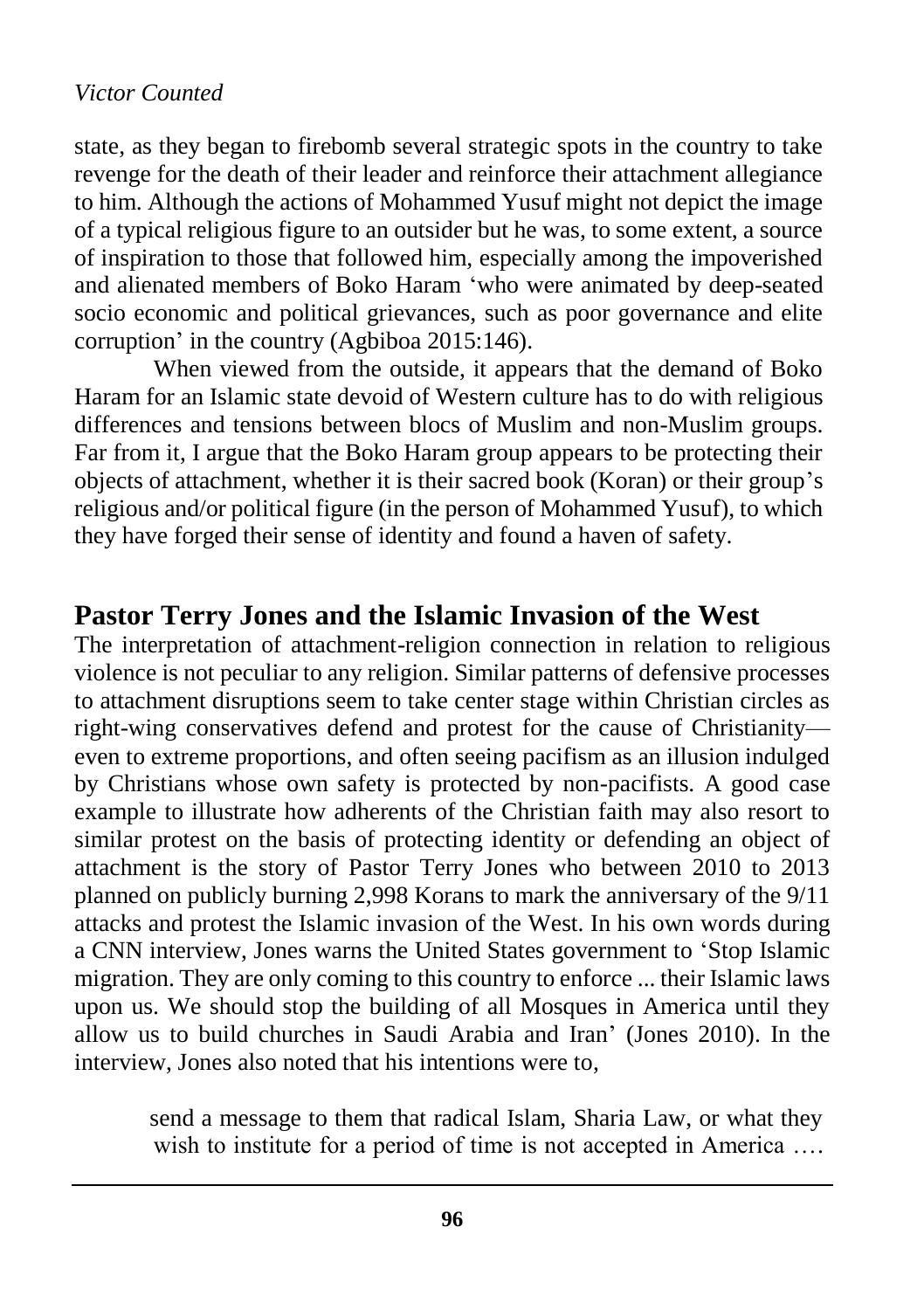state, as they began to firebomb several strategic spots in the country to take revenge for the death of their leader and reinforce their attachment allegiance to him. Although the actions of Mohammed Yusuf might not depict the image of a typical religious figure to an outsider but he was, to some extent, a source of inspiration to those that followed him, especially among the impoverished and alienated members of Boko Haram 'who were animated by deep-seated socio economic and political grievances, such as poor governance and elite corruption' in the country (Agbiboa 2015:146).

When viewed from the outside, it appears that the demand of Boko Haram for an Islamic state devoid of Western culture has to do with religious differences and tensions between blocs of Muslim and non-Muslim groups. Far from it, I argue that the Boko Haram group appears to be protecting their objects of attachment, whether it is their sacred book (Koran) or their group's religious and/or political figure (in the person of Mohammed Yusuf), to which they have forged their sense of identity and found a haven of safety.

## Pastor Terry Jones and the Islamic Invasion of the West

The interpretation of attachment-religion connection in relation to religious violence is not peculiar to any religion. Similar patterns of defensive processes to attachment disruptions seem to take center stage within Christian circles as right-wing conservatives defend and protest for the cause of Christianity—even to extreme proportions, and often seeing pacifism as an illusion indulged by Christians whose own safety is protected by non-pacifists. A good case example to illustrate how adherents of the Christian faith may also resort to similar protest on the basis of protecting identity or defending an object of attachment is the story of Pastor Terry Jones who between 2010 to 2013 planned on publicly burning 2,998 Korans to mark the anniversary of the 9/11 attacks and protest the Islamic invasion of the West. In his own words during a CNN interview, Jones warns the United States government to 'Stop Islamic migration. They are only coming to this country to enforce ... their Islamic laws upon us. We should stop the building of all Mosques in America until they allow us to build churches in Saudi Arabia and Iran' (Jones 2010). In the interview, Jones also noted that his intentions were to,

> send a message to them that radical Islam, Sharia Law, or what they wish to institute for a period of time is not accepted in America ….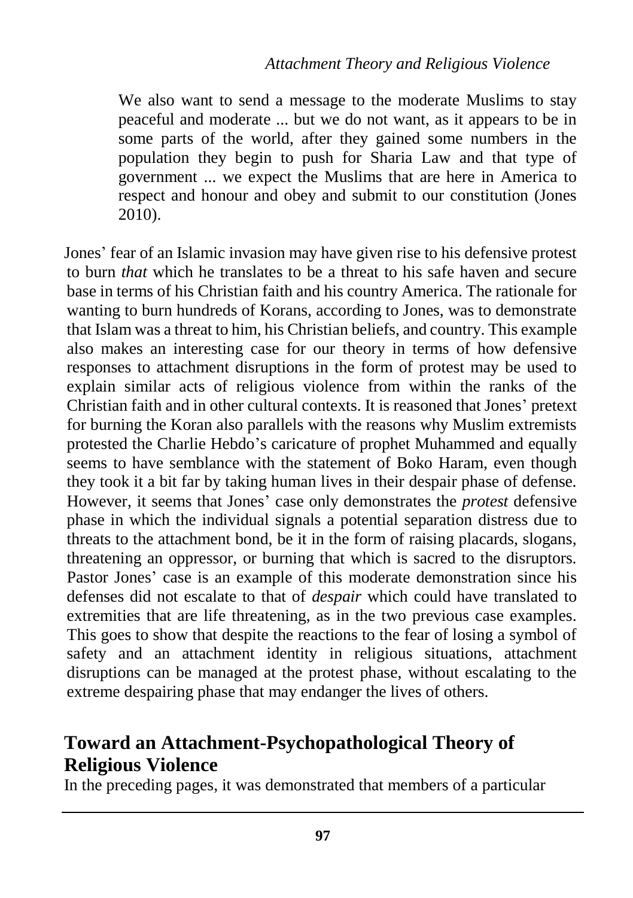> We also want to send a message to the moderate Muslims to stay peaceful and moderate ... but we do not want, as it appears to be in some parts of the world, after they gained some numbers in the population they begin to push for Sharia Law and that type of government ... we expect the Muslims that are here in America to respect and honour and obey and submit to our constitution (Jones 2010).

Jones' fear of an Islamic invasion may have given rise to his defensive protest to burn *that* which he translates to be a threat to his safe haven and secure base in terms of his Christian faith and his country America. The rationale for wanting to burn hundreds of Korans, according to Jones, was to demonstrate that Islam was a threat to him, his Christian beliefs, and country. This example also makes an interesting case for our theory in terms of how defensive responses to attachment disruptions in the form of protest may be used to explain similar acts of religious violence from within the ranks of the Christian faith and in other cultural contexts. It is reasoned that Jones' pretext for burning the Koran also parallels with the reasons why Muslim extremists protested the Charlie Hebdo's caricature of prophet Muhammed and equally seems to have semblance with the statement of Boko Haram, even though they took it a bit far by taking human lives in their despair phase of defense. However, it seems that Jones' case only demonstrates the *protest* defensive phase in which the individual signals a potential separation distress due to threats to the attachment bond, be it in the form of raising placards, slogans, threatening an oppressor, or burning that which is sacred to the disruptors. Pastor Jones' case is an example of this moderate demonstration since his defenses did not escalate to that of *despair* which could have translated to extremities that are life threatening, as in the two previous case examples. This goes to show that despite the reactions to the fear of losing a symbol of safety and an attachment identity in religious situations, attachment disruptions can be managed at the protest phase, without escalating to the extreme despairing phase that may endanger the lives of others.

## Toward an Attachment-Psychopathological Theory of Religious Violence

In the preceding pages, it was demonstrated that members of a particular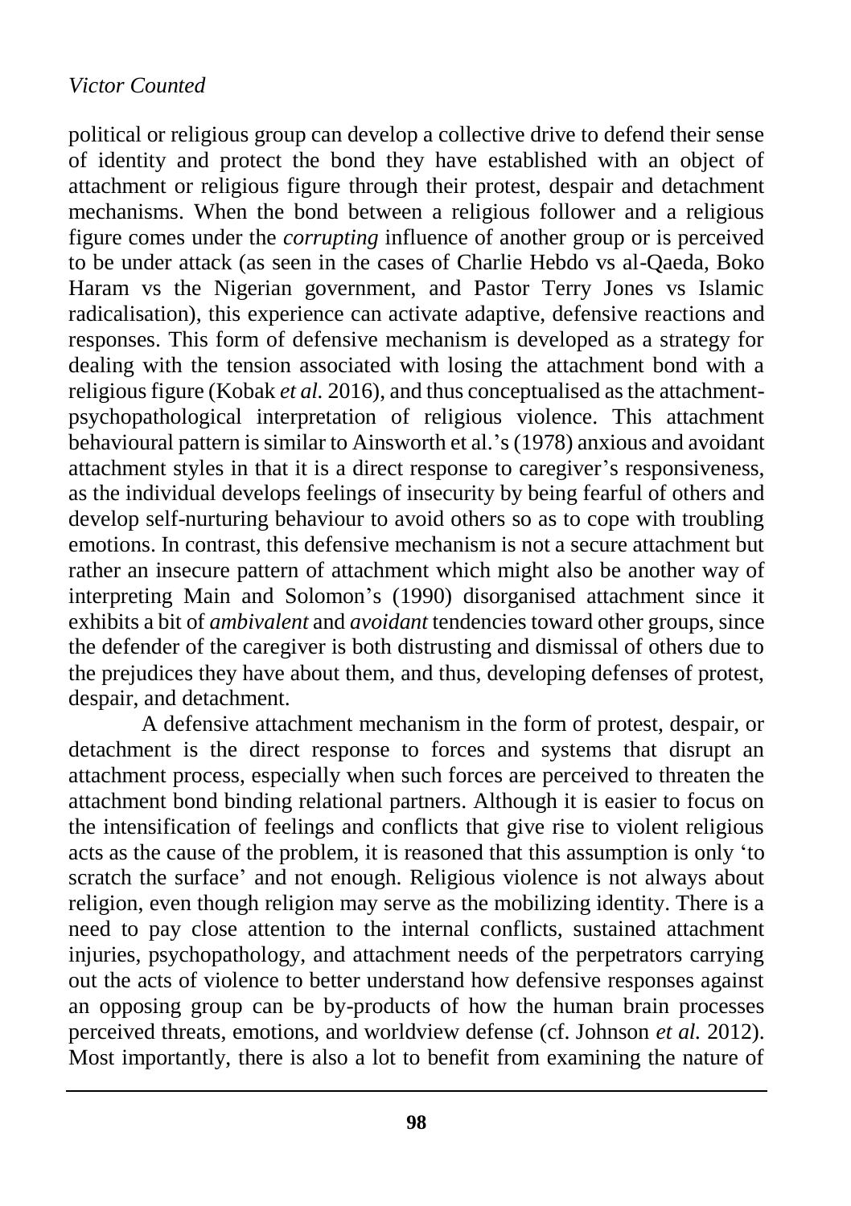political or religious group can develop a collective drive to defend their sense of identity and protect the bond they have established with an object of attachment or religious figure through their protest, despair and detachment mechanisms. When the bond between a religious follower and a religious figure comes under the *corrupting* influence of another group or is perceived to be under attack (as seen in the cases of Charlie Hebdo vs al-Qaeda, Boko Haram vs the Nigerian government, and Pastor Terry Jones vs Islamic radicalisation), this experience can activate adaptive, defensive reactions and responses. This form of defensive mechanism is developed as a strategy for dealing with the tension associated with losing the attachment bond with a religious figure (Kobak *et al.* 2016), and thus conceptualised as the attachment-psychopathological interpretation of religious violence. This attachment behavioural pattern is similar to Ainsworth et al.'s (1978) anxious and avoidant attachment styles in that it is a direct response to caregiver's responsiveness, as the individual develops feelings of insecurity by being fearful of others and develop self-nurturing behaviour to avoid others so as to cope with troubling emotions. In contrast, this defensive mechanism is not a secure attachment but rather an insecure pattern of attachment which might also be another way of interpreting Main and Solomon's (1990) disorganised attachment since it exhibits a bit of *ambivalent* and *avoidant* tendencies toward other groups, since the defender of the caregiver is both distrusting and dismissal of others due to the prejudices they have about them, and thus, developing defenses of protest, despair, and detachment.

A defensive attachment mechanism in the form of protest, despair, or detachment is the direct response to forces and systems that disrupt an attachment process, especially when such forces are perceived to threaten the attachment bond binding relational partners. Although it is easier to focus on the intensification of feelings and conflicts that give rise to violent religious acts as the cause of the problem, it is reasoned that this assumption is only 'to scratch the surface' and not enough. Religious violence is not always about religion, even though religion may serve as the mobilizing identity. There is a need to pay close attention to the internal conflicts, sustained attachment injuries, psychopathology, and attachment needs of the perpetrators carrying out the acts of violence to better understand how defensive responses against an opposing group can be by-products of how the human brain processes perceived threats, emotions, and worldview defense (cf. Johnson *et al.* 2012). Most importantly, there is also a lot to benefit from examining the nature of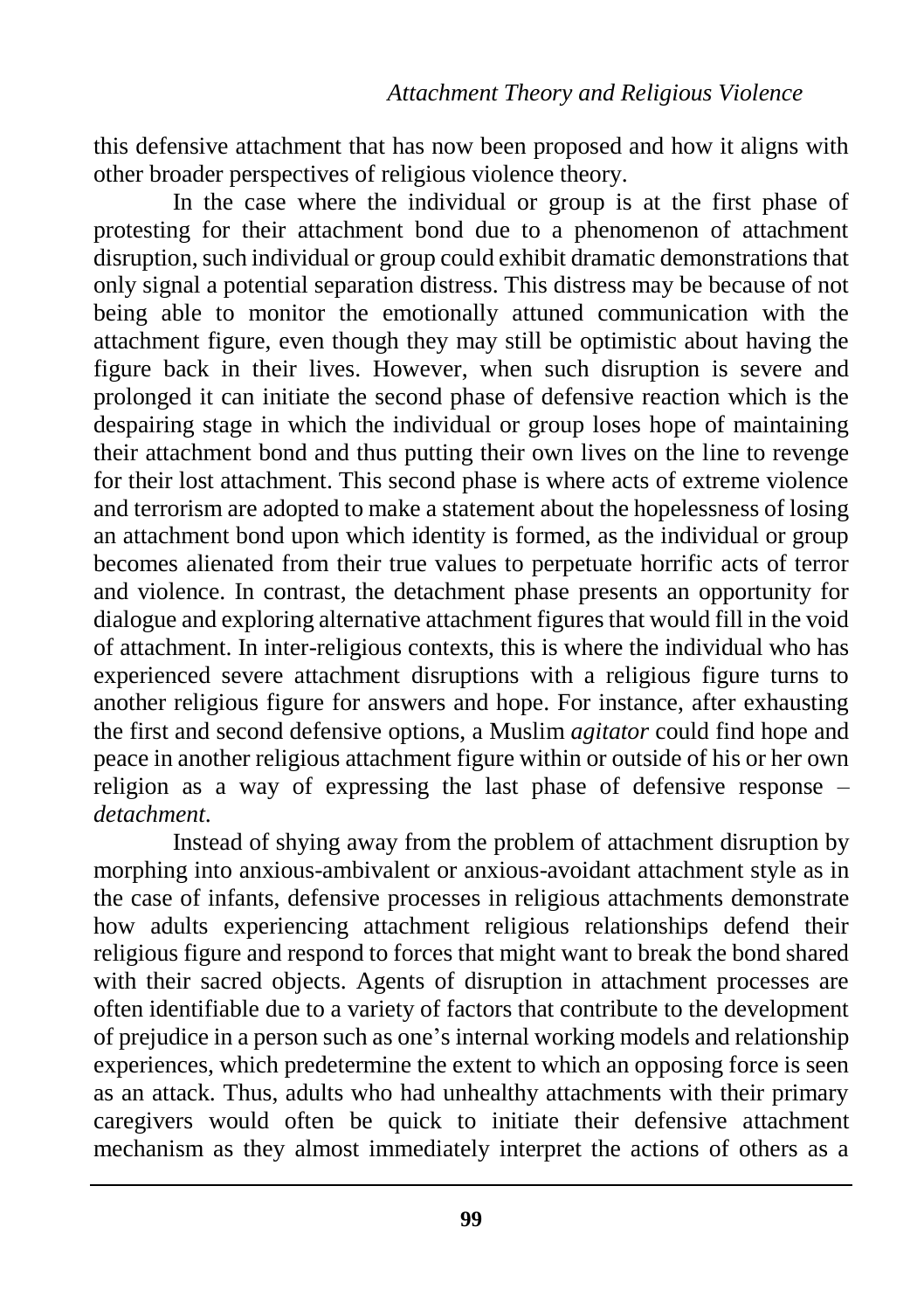this defensive attachment that has now been proposed and how it aligns with other broader perspectives of religious violence theory.

In the case where the individual or group is at the first phase of protesting for their attachment bond due to a phenomenon of attachment disruption, such individual or group could exhibit dramatic demonstrations that only signal a potential separation distress. This distress may be because of not being able to monitor the emotionally attuned communication with the attachment figure, even though they may still be optimistic about having the figure back in their lives. However, when such disruption is severe and prolonged it can initiate the second phase of defensive reaction which is the despairing stage in which the individual or group loses hope of maintaining their attachment bond and thus putting their own lives on the line to revenge for their lost attachment. This second phase is where acts of extreme violence and terrorism are adopted to make a statement about the hopelessness of losing an attachment bond upon which identity is formed, as the individual or group becomes alienated from their true values to perpetuate horrific acts of terror and violence. In contrast, the detachment phase presents an opportunity for dialogue and exploring alternative attachment figures that would fill in the void of attachment. In inter-religious contexts, this is where the individual who has experienced severe attachment disruptions with a religious figure turns to another religious figure for answers and hope. For instance, after exhausting the first and second defensive options, a Muslim *agitator* could find hope and peace in another religious attachment figure within or outside of his or her own religion as a way of expressing the last phase of defensive response – *detachment*.

Instead of shying away from the problem of attachment disruption by morphing into anxious-ambivalent or anxious-avoidant attachment style as in the case of infants, defensive processes in religious attachments demonstrate how adults experiencing attachment religious relationships defend their religious figure and respond to forces that might want to break the bond shared with their sacred objects. Agents of disruption in attachment processes are often identifiable due to a variety of factors that contribute to the development of prejudice in a person such as one's internal working models and relationship experiences, which predetermine the extent to which an opposing force is seen as an attack. Thus, adults who had unhealthy attachments with their primary caregivers would often be quick to initiate their defensive attachment mechanism as they almost immediately interpret the actions of others as a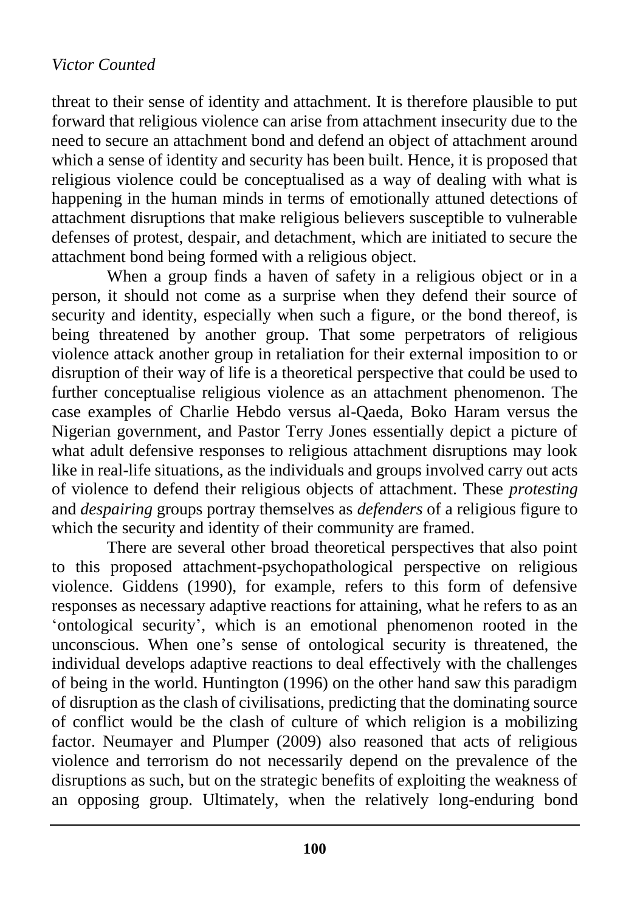threat to their sense of identity and attachment. It is therefore plausible to put forward that religious violence can arise from attachment insecurity due to the need to secure an attachment bond and defend an object of attachment around which a sense of identity and security has been built. Hence, it is proposed that religious violence could be conceptualised as a way of dealing with what is happening in the human minds in terms of emotionally attuned detections of attachment disruptions that make religious believers susceptible to vulnerable defenses of protest, despair, and detachment, which are initiated to secure the attachment bond being formed with a religious object.

When a group finds a haven of safety in a religious object or in a person, it should not come as a surprise when they defend their source of security and identity, especially when such a figure, or the bond thereof, is being threatened by another group. That some perpetrators of religious violence attack another group in retaliation for their external imposition to or disruption of their way of life is a theoretical perspective that could be used to further conceptualise religious violence as an attachment phenomenon. The case examples of Charlie Hebdo versus al-Qaeda, Boko Haram versus the Nigerian government, and Pastor Terry Jones essentially depict a picture of what adult defensive responses to religious attachment disruptions may look like in real-life situations, as the individuals and groups involved carry out acts of violence to defend their religious objects of attachment. These *protesting* and *despairing* groups portray themselves as *defenders* of a religious figure to which the security and identity of their community are framed.

There are several other broad theoretical perspectives that also point to this proposed attachment-psychopathological perspective on religious violence. Giddens (1990), for example, refers to this form of defensive responses as necessary adaptive reactions for attaining, what he refers to as an 'ontological security', which is an emotional phenomenon rooted in the unconscious. When one's sense of ontological security is threatened, the individual develops adaptive reactions to deal effectively with the challenges of being in the world. Huntington (1996) on the other hand saw this paradigm of disruption as the clash of civilisations, predicting that the dominating source of conflict would be the clash of culture of which religion is a mobilizing factor. Neumayer and Plumper (2009) also reasoned that acts of religious violence and terrorism do not necessarily depend on the prevalence of the disruptions as such, but on the strategic benefits of exploiting the weakness of an opposing group. Ultimately, when the relatively long-enduring bond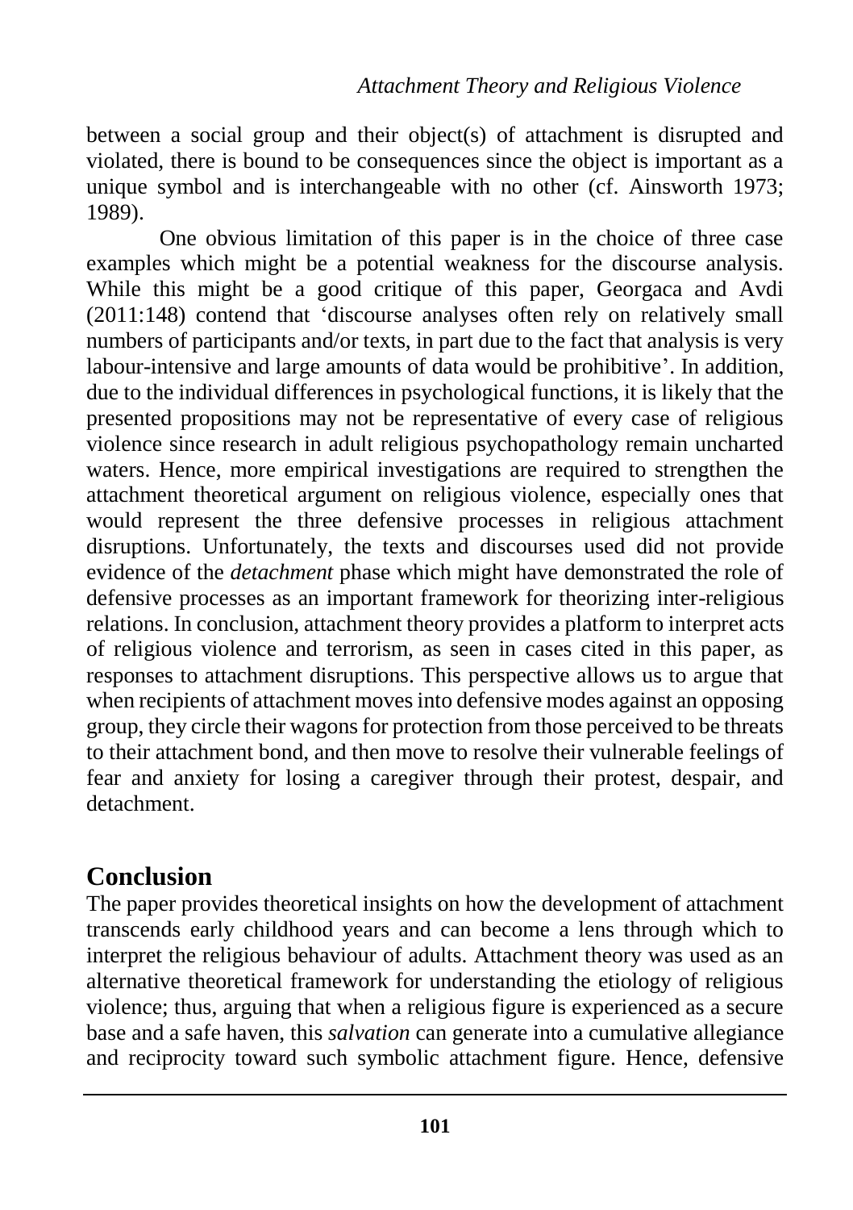between a social group and their object(s) of attachment is disrupted and violated, there is bound to be consequences since the object is important as a unique symbol and is interchangeable with no other (cf. Ainsworth 1973; 1989).

One obvious limitation of this paper is in the choice of three case examples which might be a potential weakness for the discourse analysis. While this might be a good critique of this paper, Georgaca and Avdi (2011:148) contend that 'discourse analyses often rely on relatively small numbers of participants and/or texts, in part due to the fact that analysis is very labour-intensive and large amounts of data would be prohibitive'. In addition, due to the individual differences in psychological functions, it is likely that the presented propositions may not be representative of every case of religious violence since research in adult religious psychopathology remain uncharted waters. Hence, more empirical investigations are required to strengthen the attachment theoretical argument on religious violence, especially ones that would represent the three defensive processes in religious attachment disruptions. Unfortunately, the texts and discourses used did not provide evidence of the *detachment* phase which might have demonstrated the role of defensive processes as an important framework for theorizing inter-religious relations. In conclusion, attachment theory provides a platform to interpret acts of religious violence and terrorism, as seen in cases cited in this paper, as responses to attachment disruptions. This perspective allows us to argue that when recipients of attachment moves into defensive modes against an opposing group, they circle their wagons for protection from those perceived to be threats to their attachment bond, and then move to resolve their vulnerable feelings of fear and anxiety for losing a caregiver through their protest, despair, and detachment.

## Conclusion

The paper provides theoretical insights on how the development of attachment transcends early childhood years and can become a lens through which to interpret the religious behaviour of adults. Attachment theory was used as an alternative theoretical framework for understanding the etiology of religious violence; thus, arguing that when a religious figure is experienced as a secure base and a safe haven, this *salvation* can generate into a cumulative allegiance and reciprocity toward such symbolic attachment figure. Hence, defensive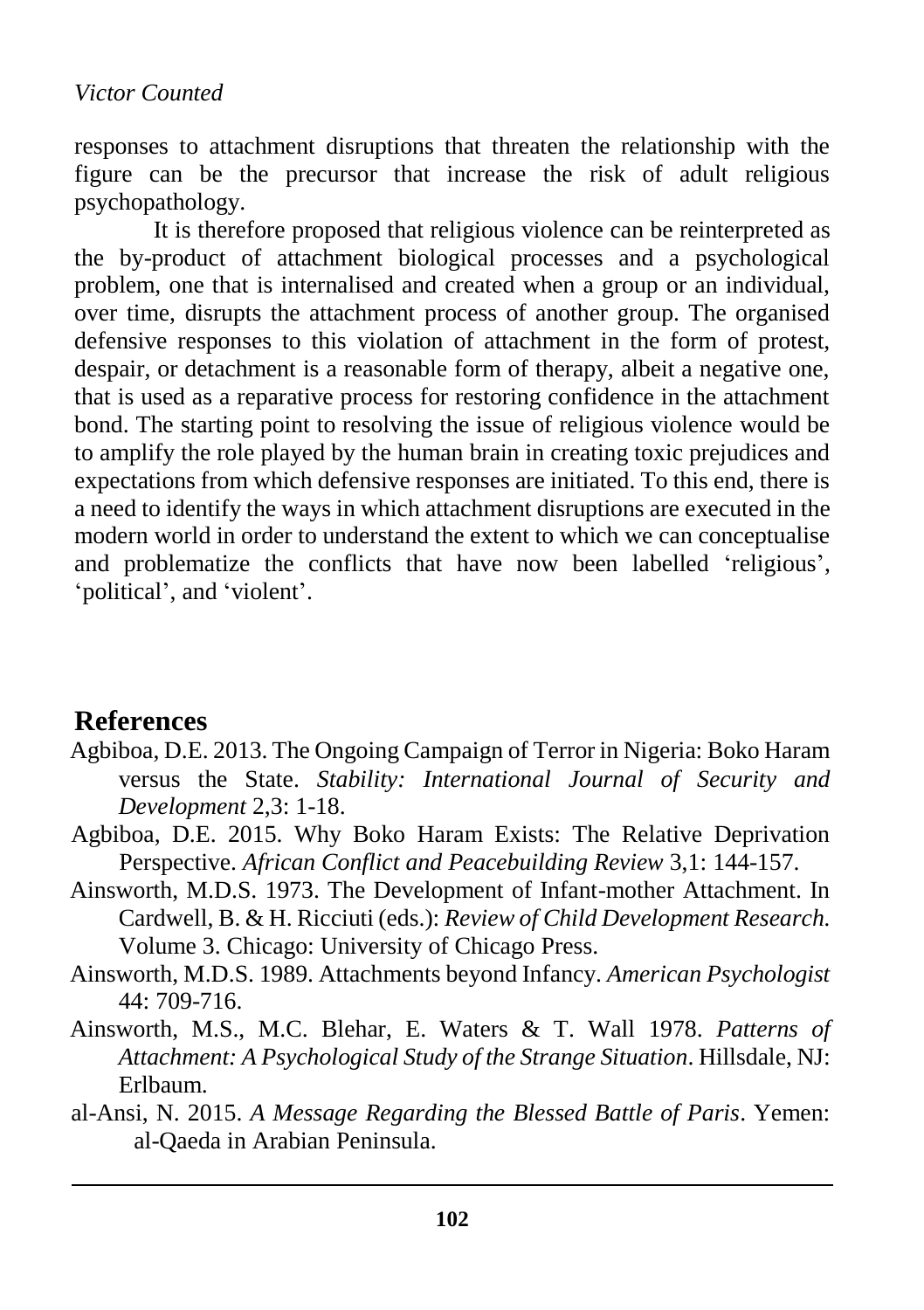responses to attachment disruptions that threaten the relationship with the figure can be the precursor that increase the risk of adult religious psychopathology.

It is therefore proposed that religious violence can be reinterpreted as the by-product of attachment biological processes and a psychological problem, one that is internalised and created when a group or an individual, over time, disrupts the attachment process of another group. The organised defensive responses to this violation of attachment in the form of protest, despair, or detachment is a reasonable form of therapy, albeit a negative one, that is used as a reparative process for restoring confidence in the attachment bond. The starting point to resolving the issue of religious violence would be to amplify the role played by the human brain in creating toxic prejudices and expectations from which defensive responses are initiated. To this end, there is a need to identify the ways in which attachment disruptions are executed in the modern world in order to understand the extent to which we can conceptualise and problematize the conflicts that have now been labelled 'religious', 'political', and 'violent'.

## References

Agbiboa, D.E. 2013. The Ongoing Campaign of Terror in Nigeria: Boko Haram versus the State. *Stability: International Journal of Security and Development* 2,3: 1-18.

Agbiboa, D.E. 2015. Why Boko Haram Exists: The Relative Deprivation Perspective. *African Conflict and Peacebuilding Review* 3,1: 144-157.

Ainsworth, M.D.S. 1973. The Development of Infant-mother Attachment. In Cardwell, B. & H. Ricciuti (eds.): *Review of Child Development Research.* Volume 3. Chicago: University of Chicago Press.

Ainsworth, M.D.S. 1989. Attachments beyond Infancy. *American Psychologist* 44: 709-716.

Ainsworth, M.S., M.C. Blehar, E. Waters & T. Wall 1978. *Patterns of Attachment: A Psychological Study of the Strange Situation*. Hillsdale, NJ: Erlbaum.

al-Ansi, N. 2015. *A Message Regarding the Blessed Battle of Paris*. Yemen: al-Qaeda in Arabian Peninsula.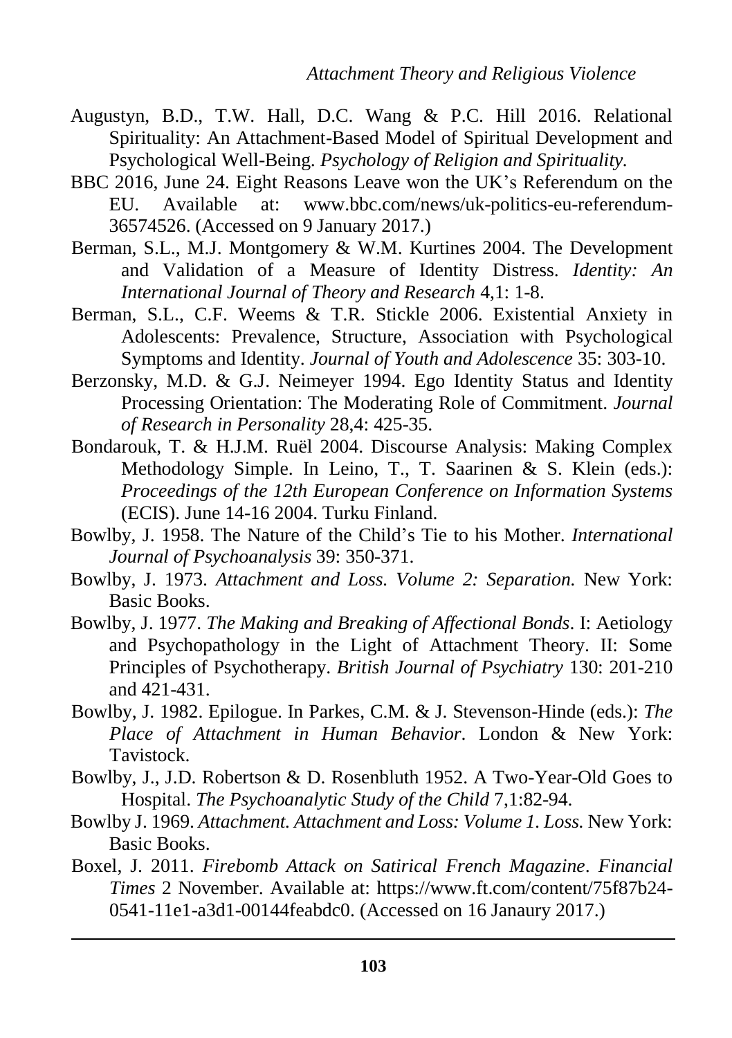Augustyn, B.D., T.W. Hall, D.C. Wang & P.C. Hill 2016. Relational Spirituality: An Attachment-Based Model of Spiritual Development and Psychological Well-Being. *Psychology of Religion and Spirituality.*

BBC 2016, June 24. Eight Reasons Leave won the UK's Referendum on the EU. Available at: www.bbc.com/news/uk-politics-eu-referendum-36574526. (Accessed on 9 January 2017.)

Berman, S.L., M.J. Montgomery & W.M. Kurtines 2004. The Development and Validation of a Measure of Identity Distress. *Identity: An International Journal of Theory and Research* 4,1: 1-8.

Berman, S.L., C.F. Weems & T.R. Stickle 2006. Existential Anxiety in Adolescents: Prevalence, Structure, Association with Psychological Symptoms and Identity. *Journal of Youth and Adolescence* 35: 303-10.

Berzonsky, M.D. & G.J. Neimeyer 1994. Ego Identity Status and Identity Processing Orientation: The Moderating Role of Commitment. *Journal of Research in Personality* 28,4: 425-35.

Bondarouk, T. & H.J.M. Ruël 2004. Discourse Analysis: Making Complex Methodology Simple. In Leino, T., T. Saarinen & S. Klein (eds.): *Proceedings of the 12th European Conference on Information Systems* (ECIS). June 14-16 2004. Turku Finland.

Bowlby, J. 1958. The Nature of the Child's Tie to his Mother. *International Journal of Psychoanalysis* 39: 350-371.

Bowlby, J. 1973. *Attachment and Loss. Volume 2: Separation.* New York: Basic Books.

Bowlby, J. 1977. *The Making and Breaking of Affectional Bonds*. I: Aetiology and Psychopathology in the Light of Attachment Theory. II: Some Principles of Psychotherapy. *British Journal of Psychiatry* 130: 201-210 and 421-431.

Bowlby, J. 1982. Epilogue. In Parkes, C.M. & J. Stevenson-Hinde (eds.): *The Place of Attachment in Human Behavior*. London & New York: Tavistock.

Bowlby, J., J.D. Robertson & D. Rosenbluth 1952. A Two-Year-Old Goes to Hospital. *The Psychoanalytic Study of the Child* 7,1:82-94.

Bowlby J. 1969. *Attachment. Attachment and Loss: Volume 1. Loss.* New York: Basic Books.

Boxel, J. 2011. *Firebomb Attack on Satirical French Magazine*. *Financial Times* 2 November. Available at: https://www.ft.com/content/75f87b24-0541-11e1-a3d1-00144feabdc0. (Accessed on 16 Janaury 2017.)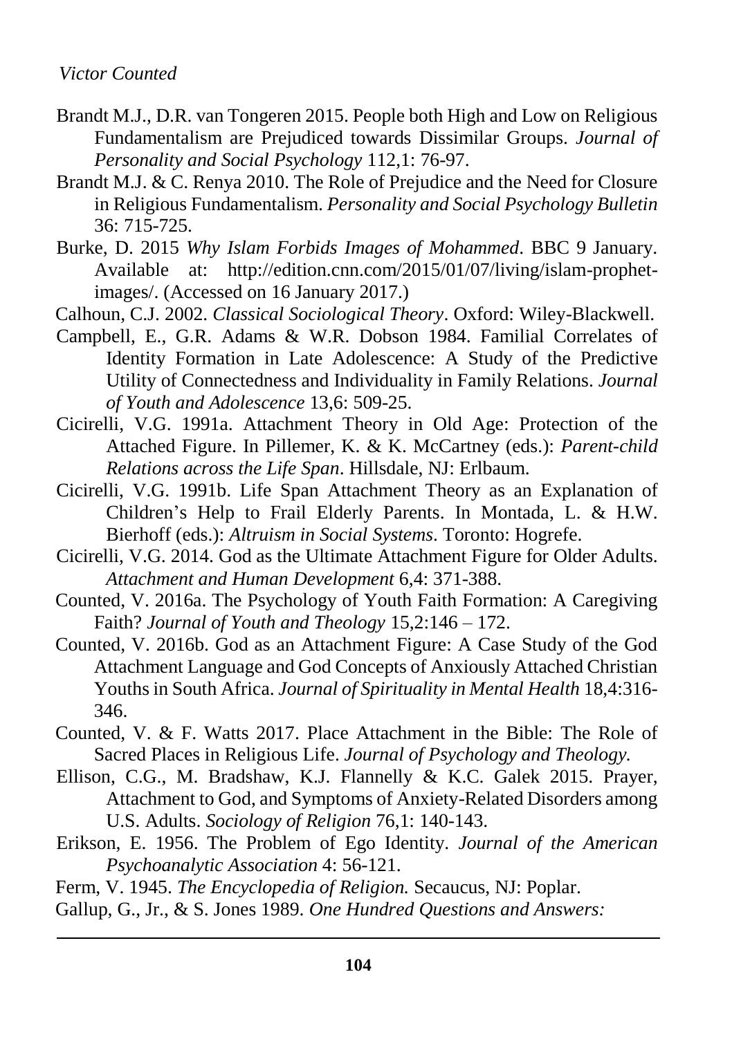Brandt M.J., D.R. van Tongeren 2015. People both High and Low on Religious Fundamentalism are Prejudiced towards Dissimilar Groups. *Journal of Personality and Social Psychology* 112,1: 76-97.

Brandt M.J. & C. Renya 2010. The Role of Prejudice and the Need for Closure in Religious Fundamentalism. *Personality and Social Psychology Bulletin* 36: 715-725.

Burke, D. 2015 *Why Islam Forbids Images of Mohammed*. BBC 9 January. Available at: http://edition.cnn.com/2015/01/07/living/islam-prophet-images/. (Accessed on 16 January 2017.)

Calhoun, C.J. 2002. *Classical Sociological Theory*. Oxford: Wiley-Blackwell.

Campbell, E., G.R. Adams & W.R. Dobson 1984. Familial Correlates of Identity Formation in Late Adolescence: A Study of the Predictive Utility of Connectedness and Individuality in Family Relations. *Journal of Youth and Adolescence* 13,6: 509-25.

Cicirelli, V.G. 1991a. Attachment Theory in Old Age: Protection of the Attached Figure. In Pillemer, K. & K. McCartney (eds.): *Parent-child Relations across the Life Span*. Hillsdale, NJ: Erlbaum.

Cicirelli, V.G. 1991b. Life Span Attachment Theory as an Explanation of Children's Help to Frail Elderly Parents. In Montada, L. & H.W. Bierhoff (eds.): *Altruism in Social Systems*. Toronto: Hogrefe.

Cicirelli, V.G. 2014. God as the Ultimate Attachment Figure for Older Adults. *Attachment and Human Development* 6,4: 371-388.

Counted, V. 2016a. The Psychology of Youth Faith Formation: A Caregiving Faith? *Journal of Youth and Theology* 15,2:146 – 172.

Counted, V. 2016b. God as an Attachment Figure: A Case Study of the God Attachment Language and God Concepts of Anxiously Attached Christian Youths in South Africa. *Journal of Spirituality in Mental Health* 18,4:316-346.

Counted, V. & F. Watts 2017. Place Attachment in the Bible: The Role of Sacred Places in Religious Life. *Journal of Psychology and Theology.*

Ellison, C.G., M. Bradshaw, K.J. Flannelly & K.C. Galek 2015. Prayer, Attachment to God, and Symptoms of Anxiety-Related Disorders among U.S. Adults. *Sociology of Religion* 76,1: 140-143.

Erikson, E. 1956. The Problem of Ego Identity. *Journal of the American Psychoanalytic Association* 4: 56-121.

Ferm, V. 1945. *The Encyclopedia of Religion.* Secaucus, NJ: Poplar.

Gallup, G., Jr., & S. Jones 1989. *One Hundred Questions and Answers:*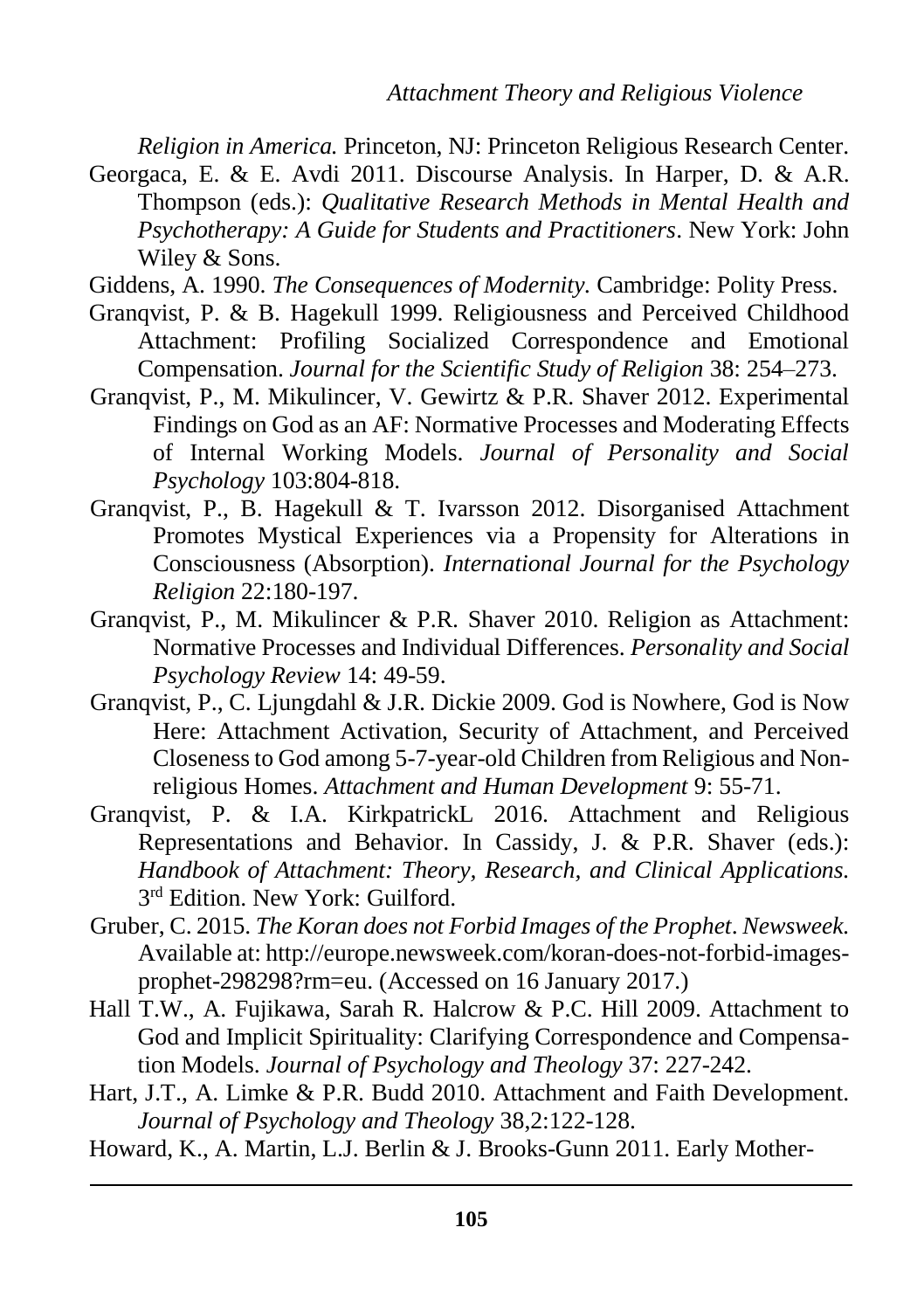*Religion in America.* Princeton, NJ: Princeton Religious Research Center.

Georgaca, E. & E. Avdi 2011. Discourse Analysis. In Harper, D. & A.R. Thompson (eds.): *Qualitative Research Methods in Mental Health and Psychotherapy: A Guide for Students and Practitioners*. New York: John Wiley & Sons.

Giddens, A. 1990. *The Consequences of Modernity*. Cambridge: Polity Press.

Granqvist, P. & B. Hagekull 1999. Religiousness and Perceived Childhood Attachment: Profiling Socialized Correspondence and Emotional Compensation. *Journal for the Scientific Study of Religion* 38: 254–273.

Granqvist, P., M. Mikulincer, V. Gewirtz & P.R. Shaver 2012. Experimental Findings on God as an AF: Normative Processes and Moderating Effects of Internal Working Models. *Journal of Personality and Social Psychology* 103:804-818.

Granqvist, P., B. Hagekull & T. Ivarsson 2012. Disorganised Attachment Promotes Mystical Experiences via a Propensity for Alterations in Consciousness (Absorption). *International Journal for the Psychology Religion* 22:180-197.

Granqvist, P., M. Mikulincer & P.R. Shaver 2010. Religion as Attachment: Normative Processes and Individual Differences. *Personality and Social Psychology Review* 14: 49-59.

Granqvist, P., C. Ljungdahl & J.R. Dickie 2009. God is Nowhere, God is Now Here: Attachment Activation, Security of Attachment, and Perceived Closeness to God among 5-7-year-old Children from Religious and Non-religious Homes. *Attachment and Human Development* 9: 55-71.

Granqvist, P. & I.A. KirkpatrickL 2016. Attachment and Religious Representations and Behavior. In Cassidy, J. & P.R. Shaver (eds.): *Handbook of Attachment: Theory, Research, and Clinical Applications.* 3rd Edition. New York: Guilford.

Gruber, C. 2015. *The Koran does not Forbid Images of the Prophet*. *Newsweek.* Available at: http://europe.newsweek.com/koran-does-not-forbid-images-prophet-298298?rm=eu. (Accessed on 16 January 2017.)

Hall T.W., A. Fujikawa, Sarah R. Halcrow & P.C. Hill 2009. Attachment to God and Implicit Spirituality: Clarifying Correspondence and Compensation Models. *Journal of Psychology and Theology* 37: 227-242.

Hart, J.T., A. Limke & P.R. Budd 2010. Attachment and Faith Development. *Journal of Psychology and Theology* 38,2:122-128.

Howard, K., A. Martin, L.J. Berlin & J. Brooks-Gunn 2011. Early Mother-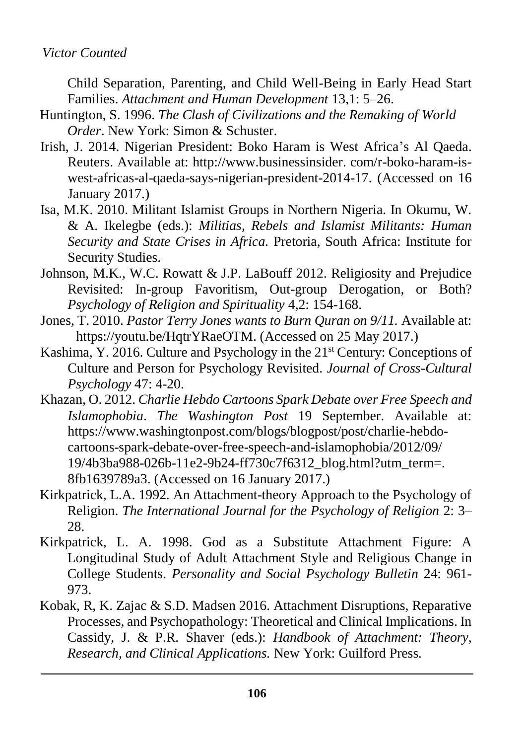Child Separation, Parenting, and Child Well-Being in Early Head Start Families. *Attachment and Human Development* 13,1: 5–26.

Huntington, S. 1996. *The Clash of Civilizations and the Remaking of World Order*. New York: Simon & Schuster.

Irish, J. 2014. Nigerian President: Boko Haram is West Africa's Al Qaeda. Reuters. Available at: http://www.businessinsider. com/r-boko-haram-is-west-africas-al-qaeda-says-nigerian-president-2014-17. (Accessed on 16 January 2017.)

Isa, M.K. 2010. Militant Islamist Groups in Northern Nigeria. In Okumu, W. & A. Ikelegbe (eds.): *Militias, Rebels and Islamist Militants: Human Security and State Crises in Africa.* Pretoria, South Africa: Institute for Security Studies.

Johnson, M.K., W.C. Rowatt & J.P. LaBouff 2012. Religiosity and Prejudice Revisited: In-group Favoritism, Out-group Derogation, or Both? *Psychology of Religion and Spirituality* 4,2: 154-168.

Jones, T. 2010. *Pastor Terry Jones wants to Burn Quran on 9/11.* Available at: https://youtu.be/HqtrYRaeOTM. (Accessed on 25 May 2017.)

Kashima, Y. 2016. Culture and Psychology in the 21st Century: Conceptions of Culture and Person for Psychology Revisited. *Journal of Cross-Cultural Psychology* 47: 4-20.

Khazan, O. 2012. *Charlie Hebdo Cartoons Spark Debate over Free Speech and Islamophobia*. *The Washington Post* 19 September. Available at: https://www.washingtonpost.com/blogs/blogpost/post/charlie-hebdo-cartoons-spark-debate-over-free-speech-and-islamophobia/2012/09/19/4b3ba988-026b-11e2-9b24-ff730c7f6312_blog.html?utm_term=.8fb1639789a3. (Accessed on 16 January 2017.)

Kirkpatrick, L.A. 1992. An Attachment-theory Approach to the Psychology of Religion. *The International Journal for the Psychology of Religion* 2: 3–28.

Kirkpatrick, L. A. 1998. God as a Substitute Attachment Figure: A Longitudinal Study of Adult Attachment Style and Religious Change in College Students. *Personality and Social Psychology Bulletin* 24: 961-973.

Kobak, R, K. Zajac & S.D. Madsen 2016. Attachment Disruptions, Reparative Processes, and Psychopathology: Theoretical and Clinical Implications. In Cassidy, J. & P.R. Shaver (eds.): *Handbook of Attachment: Theory, Research, and Clinical Applications.* New York: Guilford Press.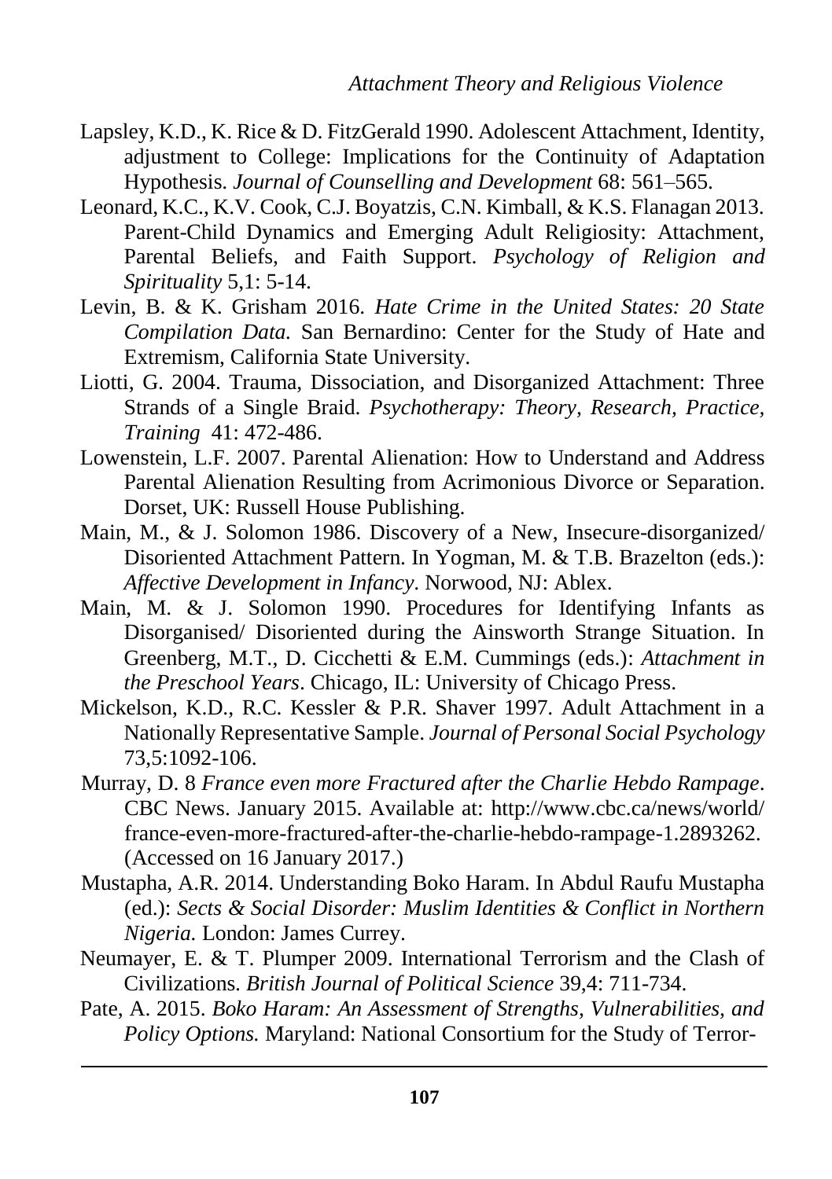Lapsley, K.D., K. Rice & D. FitzGerald 1990. Adolescent Attachment, Identity, adjustment to College: Implications for the Continuity of Adaptation Hypothesis. *Journal of Counselling and Development* 68: 561–565.

Leonard, K.C., K.V. Cook, C.J. Boyatzis, C.N. Kimball, & K.S. Flanagan 2013. Parent-Child Dynamics and Emerging Adult Religiosity: Attachment, Parental Beliefs, and Faith Support. *Psychology of Religion and Spirituality* 5,1: 5-14.

Levin, B. & K. Grisham 2016. *Hate Crime in the United States: 20 State Compilation Data.* San Bernardino: Center for the Study of Hate and Extremism, California State University.

Liotti, G. 2004. Trauma, Dissociation, and Disorganized Attachment: Three Strands of a Single Braid. *Psychotherapy: Theory, Research, Practice, Training* 41: 472-486.

Lowenstein, L.F. 2007. Parental Alienation: How to Understand and Address Parental Alienation Resulting from Acrimonious Divorce or Separation. Dorset, UK: Russell House Publishing.

Main, M., & J. Solomon 1986. Discovery of a New, Insecure-disorganized/ Disoriented Attachment Pattern. In Yogman, M. & T.B. Brazelton (eds.): *Affective Development in Infancy*. Norwood, NJ: Ablex.

Main, M. & J. Solomon 1990. Procedures for Identifying Infants as Disorganised/ Disoriented during the Ainsworth Strange Situation. In Greenberg, M.T., D. Cicchetti & E.M. Cummings (eds.): *Attachment in the Preschool Years*. Chicago, IL: University of Chicago Press.

Mickelson, K.D., R.C. Kessler & P.R. Shaver 1997. Adult Attachment in a Nationally Representative Sample. *Journal of Personal Social Psychology* 73,5:1092-106.

Murray, D. 8 *France even more Fractured after the Charlie Hebdo Rampage*. CBC News. January 2015. Available at: http://www.cbc.ca/news/world/france-even-more-fractured-after-the-charlie-hebdo-rampage-1.2893262. (Accessed on 16 January 2017.)

Mustapha, A.R. 2014. Understanding Boko Haram. In Abdul Raufu Mustapha (ed.): *Sects & Social Disorder: Muslim Identities & Conflict in Northern Nigeria.* London: James Currey.

Neumayer, E. & T. Plumper 2009. International Terrorism and the Clash of Civilizations. *British Journal of Political Science* 39,4: 711-734.

Pate, A. 2015. *Boko Haram: An Assessment of Strengths, Vulnerabilities, and Policy Options.* Maryland: National Consortium for the Study of Terror-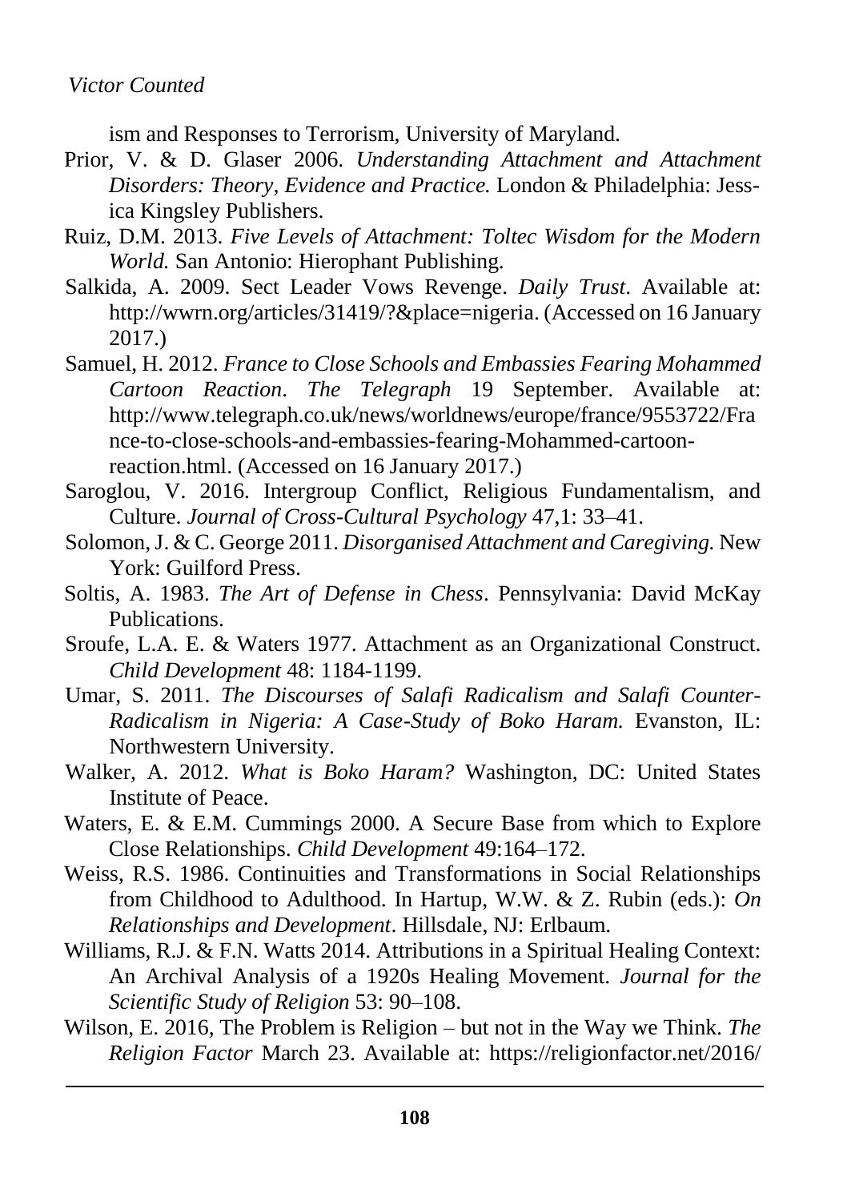ism and Responses to Terrorism, University of Maryland.

Prior, V. & D. Glaser 2006. *Understanding Attachment and Attachment Disorders: Theory, Evidence and Practice.* London & Philadelphia: Jessica Kingsley Publishers.

Ruiz, D.M. 2013. *Five Levels of Attachment: Toltec Wisdom for the Modern World.* San Antonio: Hierophant Publishing.

Salkida, A. 2009. Sect Leader Vows Revenge. *Daily Trust*. Available at: http://wwrn.org/articles/31419/?&place=nigeria. (Accessed on 16 January 2017.)

Samuel, H. 2012. *France to Close Schools and Embassies Fearing Mohammed Cartoon Reaction*. *The Telegraph* 19 September. Available at: http://www.telegraph.co.uk/news/worldnews/europe/france/9553722/France-to-close-schools-and-embassies-fearing-Mohammed-cartoon-reaction.html. (Accessed on 16 January 2017.)

Saroglou, V. 2016. Intergroup Conflict, Religious Fundamentalism, and Culture. *Journal of Cross-Cultural Psychology* 47,1: 33–41.

Solomon, J. & C. George 2011. *Disorganised Attachment and Caregiving.* New York: Guilford Press.

Soltis, A. 1983. *The Art of Defense in Chess*. Pennsylvania: David McKay Publications.

Sroufe, L.A. E. & Waters 1977. Attachment as an Organizational Construct. *Child Development* 48: 1184-1199.

Umar, S. 2011. *The Discourses of Salafi Radicalism and Salafi Counter-Radicalism in Nigeria: A Case-Study of Boko Haram.* Evanston, IL: Northwestern University.

Walker, A. 2012. *What is Boko Haram?* Washington, DC: United States Institute of Peace.

Waters, E. & E.M. Cummings 2000. A Secure Base from which to Explore Close Relationships. *Child Development* 49:164–172.

Weiss, R.S. 1986. Continuities and Transformations in Social Relationships from Childhood to Adulthood. In Hartup, W.W. & Z. Rubin (eds.): *On Relationships and Development*. Hillsdale, NJ: Erlbaum.

Williams, R.J. & F.N. Watts 2014. Attributions in a Spiritual Healing Context: An Archival Analysis of a 1920s Healing Movement. *Journal for the Scientific Study of Religion* 53: 90–108.

Wilson, E. 2016, The Problem is Religion – but not in the Way we Think. *The Religion Factor* March 23. Available at: https://religionfactor.net/2016/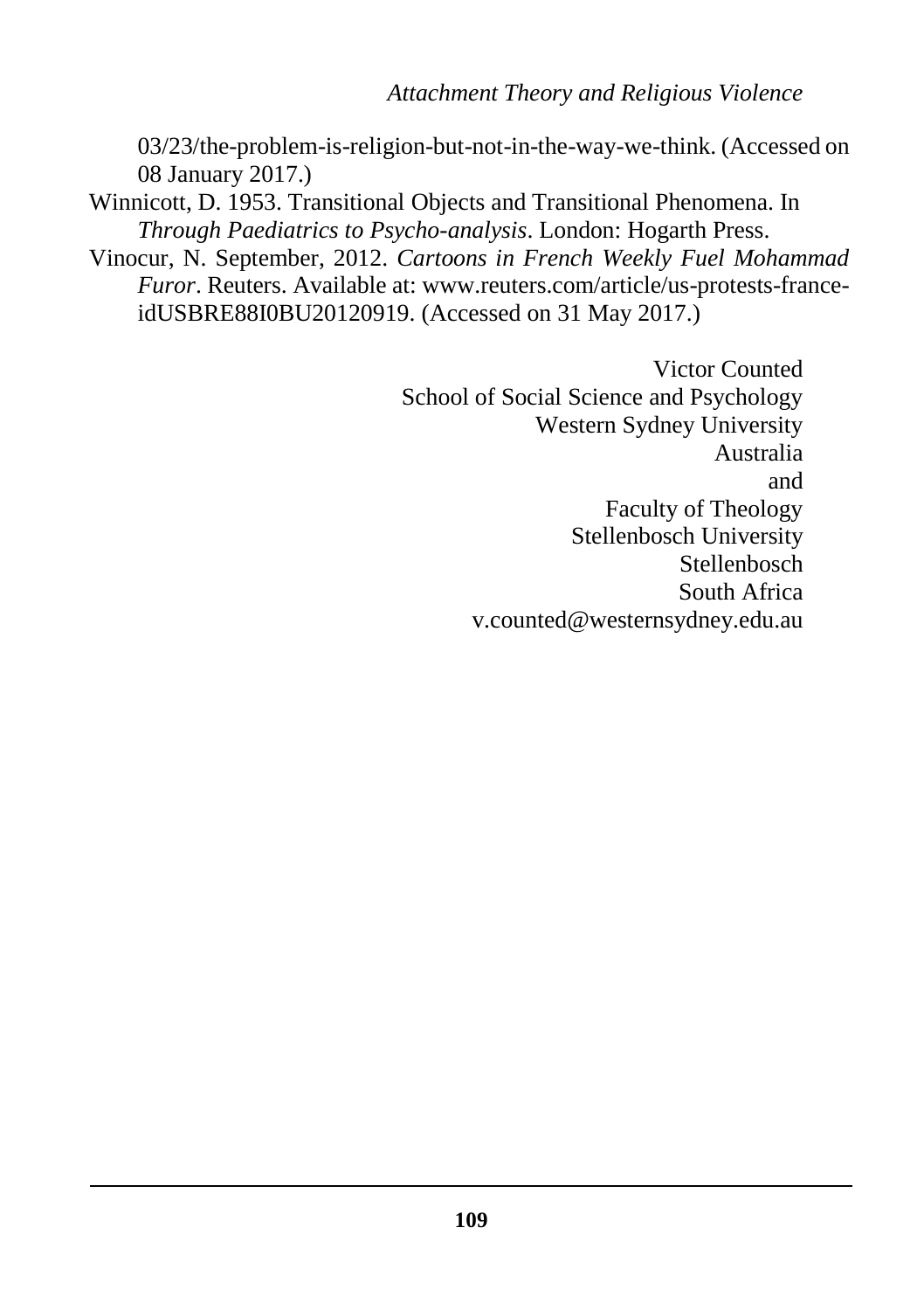03/23/the-problem-is-religion-but-not-in-the-way-we-think. (Accessed on 08 January 2017.)

Winnicott, D. 1953. Transitional Objects and Transitional Phenomena. In *Through Paediatrics to Psycho-analysis*. London: Hogarth Press.

Vinocur, N. September, 2012. *Cartoons in French Weekly Fuel Mohammad Furor*. Reuters. Available at: www.reuters.com/article/us-protests-france-idUSBRE88I0BU20120919. (Accessed on 31 May 2017.)

Victor Counted  
School of Social Science and Psychology  
Western Sydney University  
Australia  
and  
Faculty of Theology  
Stellenbosch University  
Stellenbosch  
South Africa  
v.counted@westernsydney.edu.au